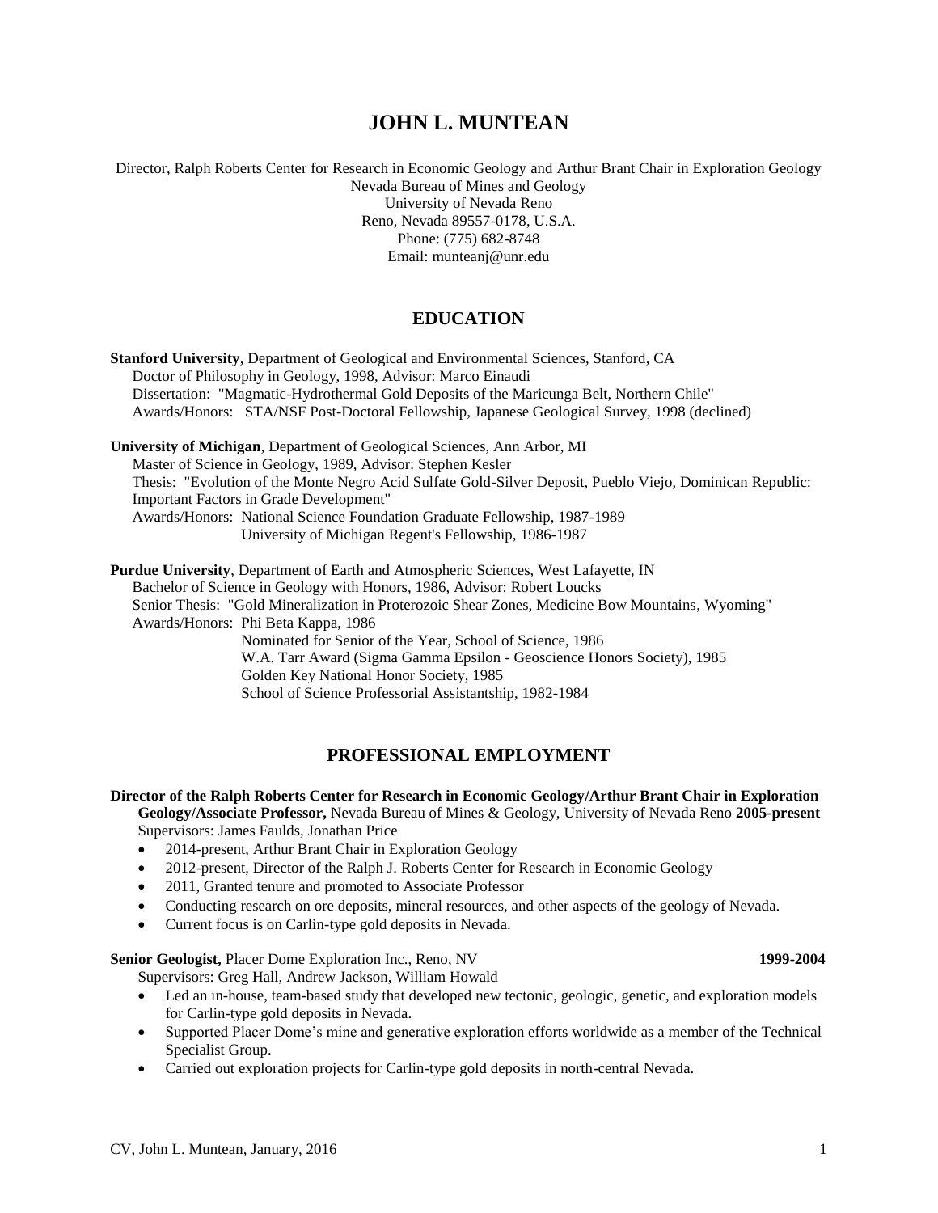# JOHN L. MUNTEAN

Director, Ralph Roberts Center for Research in Economic Geology and Arthur Brant Chair in Exploration Geology
Nevada Bureau of Mines and Geology
University of Nevada Reno
Reno, Nevada 89557-0178, U.S.A.
Phone: (775) 682-8748
Email: munteanj@unr.edu

## EDUCATION

**Stanford University**, Department of Geological and Environmental Sciences, Stanford, CA
Doctor of Philosophy in Geology, 1998, Advisor: Marco Einaudi
Dissertation: "Magmatic-Hydrothermal Gold Deposits of the Maricunga Belt, Northern Chile"
Awards/Honors: STA/NSF Post-Doctoral Fellowship, Japanese Geological Survey, 1998 (declined)

**University of Michigan**, Department of Geological Sciences, Ann Arbor, MI
Master of Science in Geology, 1989, Advisor: Stephen Kesler
Thesis: "Evolution of the Monte Negro Acid Sulfate Gold-Silver Deposit, Pueblo Viejo, Dominican Republic: Important Factors in Grade Development"
Awards/Honors: National Science Foundation Graduate Fellowship, 1987-1989
University of Michigan Regent's Fellowship, 1986-1987

**Purdue University**, Department of Earth and Atmospheric Sciences, West Lafayette, IN
Bachelor of Science in Geology with Honors, 1986, Advisor: Robert Loucks
Senior Thesis: "Gold Mineralization in Proterozoic Shear Zones, Medicine Bow Mountains, Wyoming"
Awards/Honors: Phi Beta Kappa, 1986
Nominated for Senior of the Year, School of Science, 1986
W.A. Tarr Award (Sigma Gamma Epsilon - Geoscience Honors Society), 1985
Golden Key National Honor Society, 1985
School of Science Professorial Assistantship, 1982-1984

## PROFESSIONAL EMPLOYMENT

**Director of the Ralph Roberts Center for Research in Economic Geology/Arthur Brant Chair in Exploration Geology/Associate Professor,** Nevada Bureau of Mines & Geology, University of Nevada Reno **2005-present**
Supervisors: James Faulds, Jonathan Price

- 2014-present, Arthur Brant Chair in Exploration Geology
- 2012-present, Director of the Ralph J. Roberts Center for Research in Economic Geology
- 2011, Granted tenure and promoted to Associate Professor
- Conducting research on ore deposits, mineral resources, and other aspects of the geology of Nevada.
- Current focus is on Carlin-type gold deposits in Nevada.

**Senior Geologist,** Placer Dome Exploration Inc., Reno, NV **1999-2004**
Supervisors: Greg Hall, Andrew Jackson, William Howald

- Led an in-house, team-based study that developed new tectonic, geologic, genetic, and exploration models for Carlin-type gold deposits in Nevada.
- Supported Placer Dome's mine and generative exploration efforts worldwide as a member of the Technical Specialist Group.
- Carried out exploration projects for Carlin-type gold deposits in north-central Nevada.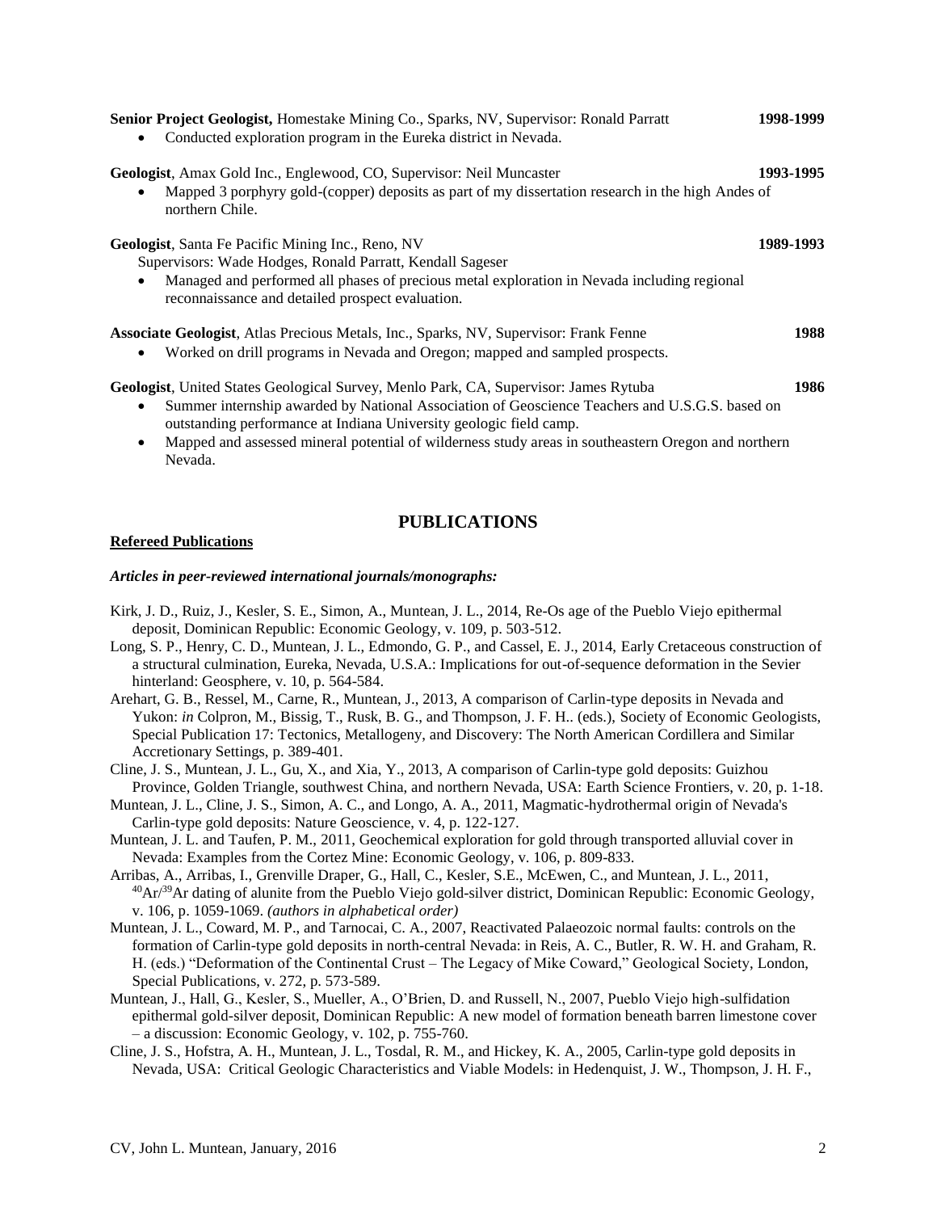**Senior Project Geologist,** Homestake Mining Co., Sparks, NV, Supervisor: Ronald Parratt **1998-1999**

- Conducted exploration program in the Eureka district in Nevada.

**Geologist**, Amax Gold Inc., Englewood, CO, Supervisor: Neil Muncaster **1993-1995**

- Mapped 3 porphyry gold-(copper) deposits as part of my dissertation research in the high Andes of northern Chile.

**Geologist**, Santa Fe Pacific Mining Inc., Reno, NV **1989-1993**

Supervisors: Wade Hodges, Ronald Parratt, Kendall Sageser

- Managed and performed all phases of precious metal exploration in Nevada including regional reconnaissance and detailed prospect evaluation.

**Associate Geologist**, Atlas Precious Metals, Inc., Sparks, NV, Supervisor: Frank Fenne **1988**

- Worked on drill programs in Nevada and Oregon; mapped and sampled prospects.

**Geologist**, United States Geological Survey, Menlo Park, CA, Supervisor: James Rytuba **1986**

- Summer internship awarded by National Association of Geoscience Teachers and U.S.G.S. based on outstanding performance at Indiana University geologic field camp.
- Mapped and assessed mineral potential of wilderness study areas in southeastern Oregon and northern Nevada.

## PUBLICATIONS

### Refereed Publications

***Articles in peer-reviewed international journals/monographs:***

Kirk, J. D., Ruiz, J., Kesler, S. E., Simon, A., Muntean, J. L., 2014, Re-Os age of the Pueblo Viejo epithermal deposit, Dominican Republic: Economic Geology, v. 109, p. 503-512.

Long, S. P., Henry, C. D., Muntean, J. L., Edmondo, G. P., and Cassel, E. J., 2014, Early Cretaceous construction of a structural culmination, Eureka, Nevada, U.S.A.: Implications for out-of-sequence deformation in the Sevier hinterland: Geosphere, v. 10, p. 564-584.

Arehart, G. B., Ressel, M., Carne, R., Muntean, J., 2013, A comparison of Carlin-type deposits in Nevada and Yukon: *in* Colpron, M., Bissig, T., Rusk, B. G., and Thompson, J. F. H.. (eds.), Society of Economic Geologists, Special Publication 17: Tectonics, Metallogeny, and Discovery: The North American Cordillera and Similar Accretionary Settings, p. 389-401.

Cline, J. S., Muntean, J. L., Gu, X., and Xia, Y., 2013, A comparison of Carlin-type gold deposits: Guizhou Province, Golden Triangle, southwest China, and northern Nevada, USA: Earth Science Frontiers, v. 20, p. 1-18.

Muntean, J. L., Cline, J. S., Simon, A. C., and Longo, A. A., 2011, Magmatic-hydrothermal origin of Nevada's Carlin-type gold deposits: Nature Geoscience, v. 4, p. 122-127.

Muntean, J. L. and Taufen, P. M., 2011, Geochemical exploration for gold through transported alluvial cover in Nevada: Examples from the Cortez Mine: Economic Geology, v. 106, p. 809-833.

Arribas, A., Arribas, I., Grenville Draper, G., Hall, C., Kesler, S.E., McEwen, C., and Muntean, J. L., 2011, $^{40}Ar/^{39}Ar$ dating of alunite from the Pueblo Viejo gold-silver district, Dominican Republic: Economic Geology, v. 106, p. 1059-1069. *(authors in alphabetical order)*

Muntean, J. L., Coward, M. P., and Tarnocai, C. A., 2007, Reactivated Palaeozoic normal faults: controls on the formation of Carlin-type gold deposits in north-central Nevada: in Reis, A. C., Butler, R. W. H. and Graham, R. H. (eds.) "Deformation of the Continental Crust – The Legacy of Mike Coward," Geological Society, London, Special Publications, v. 272, p. 573-589.

Muntean, J., Hall, G., Kesler, S., Mueller, A., O'Brien, D. and Russell, N., 2007, Pueblo Viejo high-sulfidation epithermal gold-silver deposit, Dominican Republic: A new model of formation beneath barren limestone cover – a discussion: Economic Geology, v. 102, p. 755-760.

Cline, J. S., Hofstra, A. H., Muntean, J. L., Tosdal, R. M., and Hickey, K. A., 2005, Carlin-type gold deposits in Nevada, USA: Critical Geologic Characteristics and Viable Models: in Hedenquist, J. W., Thompson, J. H. F.,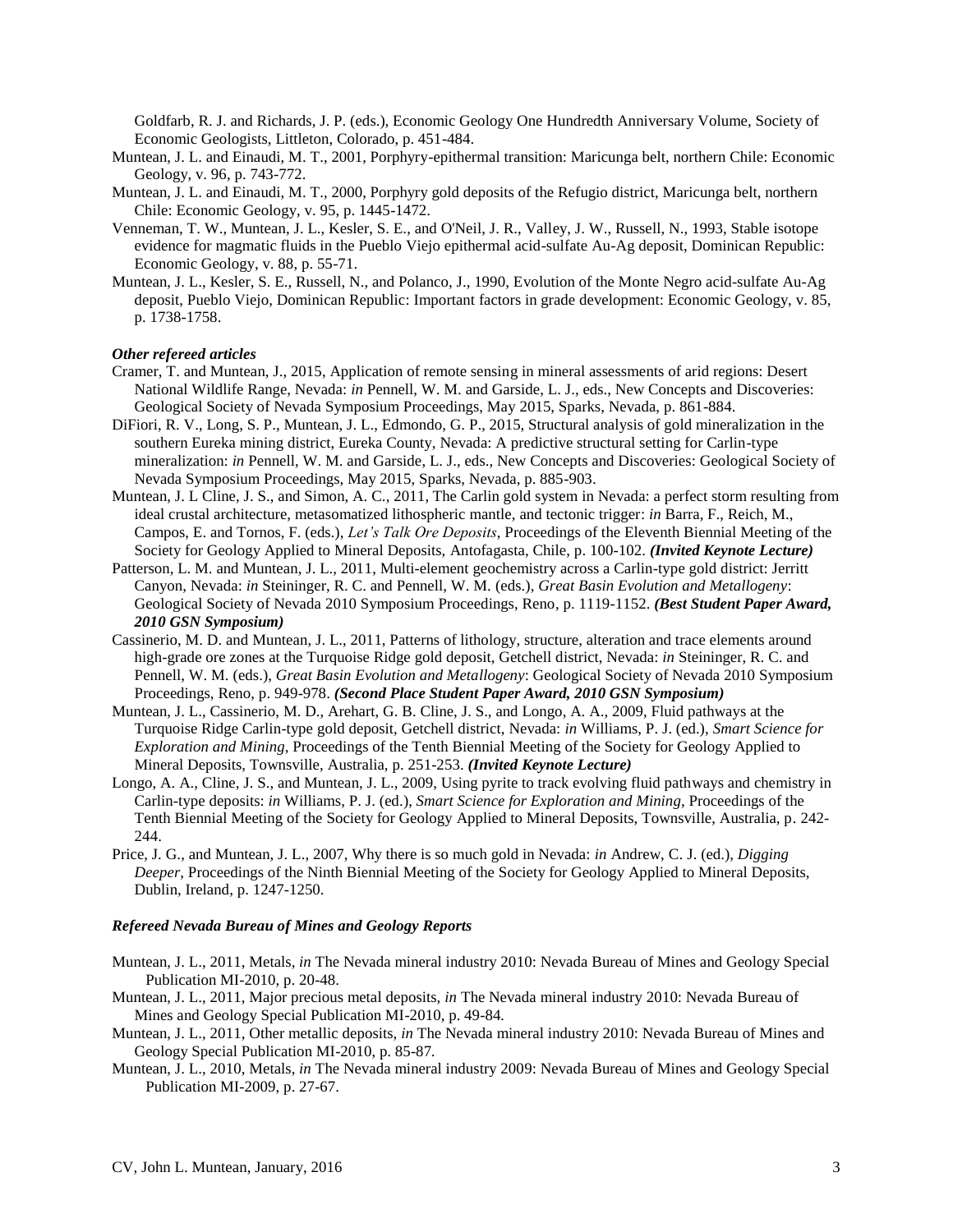Goldfarb, R. J. and Richards, J. P. (eds.), Economic Geology One Hundredth Anniversary Volume, Society of Economic Geologists, Littleton, Colorado, p. 451-484.

Muntean, J. L. and Einaudi, M. T., 2001, Porphyry-epithermal transition: Maricunga belt, northern Chile: Economic Geology, v. 96, p. 743-772.

Muntean, J. L. and Einaudi, M. T., 2000, Porphyry gold deposits of the Refugio district, Maricunga belt, northern Chile: Economic Geology, v. 95, p. 1445-1472.

Venneman, T. W., Muntean, J. L., Kesler, S. E., and O'Neil, J. R., Valley, J. W., Russell, N., 1993, Stable isotope evidence for magmatic fluids in the Pueblo Viejo epithermal acid-sulfate Au-Ag deposit, Dominican Republic: Economic Geology, v. 88, p. 55-71.

Muntean, J. L., Kesler, S. E., Russell, N., and Polanco, J., 1990, Evolution of the Monte Negro acid-sulfate Au-Ag deposit, Pueblo Viejo, Dominican Republic: Important factors in grade development: Economic Geology, v. 85, p. 1738-1758.

***Other refereed articles***

Cramer, T. and Muntean, J., 2015, Application of remote sensing in mineral assessments of arid regions: Desert National Wildlife Range, Nevada: *in* Pennell, W. M. and Garside, L. J., eds., New Concepts and Discoveries: Geological Society of Nevada Symposium Proceedings, May 2015, Sparks, Nevada, p. 861-884.

DiFiori, R. V., Long, S. P., Muntean, J. L., Edmondo, G. P., 2015, Structural analysis of gold mineralization in the southern Eureka mining district, Eureka County, Nevada: A predictive structural setting for Carlin-type mineralization: *in* Pennell, W. M. and Garside, L. J., eds., New Concepts and Discoveries: Geological Society of Nevada Symposium Proceedings, May 2015, Sparks, Nevada, p. 885-903.

Muntean, J. L Cline, J. S., and Simon, A. C., 2011, The Carlin gold system in Nevada: a perfect storm resulting from ideal crustal architecture, metasomatized lithospheric mantle, and tectonic trigger: *in* Barra, F., Reich, M., Campos, E. and Tornos, F. (eds.), *Let's Talk Ore Deposits*, Proceedings of the Eleventh Biennial Meeting of the Society for Geology Applied to Mineral Deposits, Antofagasta, Chile, p. 100-102. ***(Invited Keynote Lecture)***

Patterson, L. M. and Muntean, J. L., 2011, Multi-element geochemistry across a Carlin-type gold district: Jerritt Canyon, Nevada: *in* Steininger, R. C. and Pennell, W. M. (eds.), *Great Basin Evolution and Metallogeny*: Geological Society of Nevada 2010 Symposium Proceedings, Reno, p. 1119-1152. ***(Best Student Paper Award, 2010 GSN Symposium)***

Cassinerio, M. D. and Muntean, J. L., 2011, Patterns of lithology, structure, alteration and trace elements around high-grade ore zones at the Turquoise Ridge gold deposit, Getchell district, Nevada: *in* Steininger, R. C. and Pennell, W. M. (eds.), *Great Basin Evolution and Metallogeny*: Geological Society of Nevada 2010 Symposium Proceedings, Reno, p. 949-978. ***(Second Place Student Paper Award, 2010 GSN Symposium)***

Muntean, J. L., Cassinerio, M. D., Arehart, G. B. Cline, J. S., and Longo, A. A., 2009, Fluid pathways at the Turquoise Ridge Carlin-type gold deposit, Getchell district, Nevada: *in* Williams, P. J. (ed.), *Smart Science for Exploration and Mining*, Proceedings of the Tenth Biennial Meeting of the Society for Geology Applied to Mineral Deposits, Townsville, Australia, p. 251-253. ***(Invited Keynote Lecture)***

Longo, A. A., Cline, J. S., and Muntean, J. L., 2009, Using pyrite to track evolving fluid pathways and chemistry in Carlin-type deposits: *in* Williams, P. J. (ed.), *Smart Science for Exploration and Mining*, Proceedings of the Tenth Biennial Meeting of the Society for Geology Applied to Mineral Deposits, Townsville, Australia, p. 242-244.

Price, J. G., and Muntean, J. L., 2007, Why there is so much gold in Nevada: *in* Andrew, C. J. (ed.), *Digging Deeper*, Proceedings of the Ninth Biennial Meeting of the Society for Geology Applied to Mineral Deposits, Dublin, Ireland, p. 1247-1250.

***Refereed Nevada Bureau of Mines and Geology Reports***

Muntean, J. L., 2011, Metals, *in* The Nevada mineral industry 2010: Nevada Bureau of Mines and Geology Special Publication MI-2010, p. 20-48.

Muntean, J. L., 2011, Major precious metal deposits, *in* The Nevada mineral industry 2010: Nevada Bureau of Mines and Geology Special Publication MI-2010, p. 49-84.

Muntean, J. L., 2011, Other metallic deposits, *in* The Nevada mineral industry 2010: Nevada Bureau of Mines and Geology Special Publication MI-2010, p. 85-87.

Muntean, J. L., 2010, Metals, *in* The Nevada mineral industry 2009: Nevada Bureau of Mines and Geology Special Publication MI-2009, p. 27-67.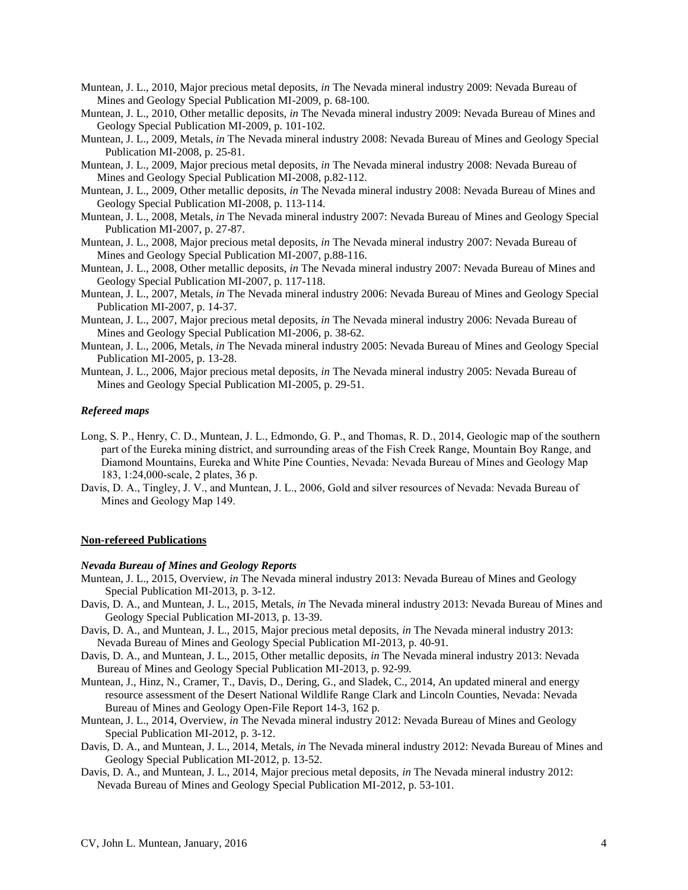Muntean, J. L., 2010, Major precious metal deposits, *in* The Nevada mineral industry 2009: Nevada Bureau of Mines and Geology Special Publication MI-2009, p. 68-100.

Muntean, J. L., 2010, Other metallic deposits, *in* The Nevada mineral industry 2009: Nevada Bureau of Mines and Geology Special Publication MI-2009, p. 101-102.

Muntean, J. L., 2009, Metals, *in* The Nevada mineral industry 2008: Nevada Bureau of Mines and Geology Special Publication MI-2008, p. 25-81.

Muntean, J. L., 2009, Major precious metal deposits, *in* The Nevada mineral industry 2008: Nevada Bureau of Mines and Geology Special Publication MI-2008, p.82-112.

Muntean, J. L., 2009, Other metallic deposits, *in* The Nevada mineral industry 2008: Nevada Bureau of Mines and Geology Special Publication MI-2008, p. 113-114.

Muntean, J. L., 2008, Metals, *in* The Nevada mineral industry 2007: Nevada Bureau of Mines and Geology Special Publication MI-2007, p. 27-87.

Muntean, J. L., 2008, Major precious metal deposits, *in* The Nevada mineral industry 2007: Nevada Bureau of Mines and Geology Special Publication MI-2007, p.88-116.

Muntean, J. L., 2008, Other metallic deposits, *in* The Nevada mineral industry 2007: Nevada Bureau of Mines and Geology Special Publication MI-2007, p. 117-118.

Muntean, J. L., 2007, Metals, *in* The Nevada mineral industry 2006: Nevada Bureau of Mines and Geology Special Publication MI-2007, p. 14-37.

Muntean, J. L., 2007, Major precious metal deposits, *in* The Nevada mineral industry 2006: Nevada Bureau of Mines and Geology Special Publication MI-2006, p. 38-62.

Muntean, J. L., 2006, Metals, *in* The Nevada mineral industry 2005: Nevada Bureau of Mines and Geology Special Publication MI-2005, p. 13-28.

Muntean, J. L., 2006, Major precious metal deposits, *in* The Nevada mineral industry 2005: Nevada Bureau of Mines and Geology Special Publication MI-2005, p. 29-51.

### *Refereed maps*

Long, S. P., Henry, C. D., Muntean, J. L., Edmondo, G. P., and Thomas, R. D., 2014, Geologic map of the southern part of the Eureka mining district, and surrounding areas of the Fish Creek Range, Mountain Boy Range, and Diamond Mountains, Eureka and White Pine Counties, Nevada: Nevada Bureau of Mines and Geology Map 183, 1:24,000-scale, 2 plates, 36 p.

Davis, D. A., Tingley, J. V., and Muntean, J. L., 2006, Gold and silver resources of Nevada: Nevada Bureau of Mines and Geology Map 149.

## **Non-refereed Publications**

### *Nevada Bureau of Mines and Geology Reports*

Muntean, J. L., 2015, Overview, *in* The Nevada mineral industry 2013: Nevada Bureau of Mines and Geology Special Publication MI-2013, p. 3-12.

Davis, D. A., and Muntean, J. L., 2015, Metals, *in* The Nevada mineral industry 2013: Nevada Bureau of Mines and Geology Special Publication MI-2013, p. 13-39.

Davis, D. A., and Muntean, J. L., 2015, Major precious metal deposits, *in* The Nevada mineral industry 2013: Nevada Bureau of Mines and Geology Special Publication MI-2013, p. 40-91.

Davis, D. A., and Muntean, J. L., 2015, Other metallic deposits, *in* The Nevada mineral industry 2013: Nevada Bureau of Mines and Geology Special Publication MI-2013, p. 92-99.

Muntean, J., Hinz, N., Cramer, T., Davis, D., Dering, G., and Sladek, C., 2014, An updated mineral and energy resource assessment of the Desert National Wildlife Range Clark and Lincoln Counties, Nevada: Nevada Bureau of Mines and Geology Open-File Report 14-3, 162 p.

Muntean, J. L., 2014, Overview, *in* The Nevada mineral industry 2012: Nevada Bureau of Mines and Geology Special Publication MI-2012, p. 3-12.

Davis, D. A., and Muntean, J. L., 2014, Metals, *in* The Nevada mineral industry 2012: Nevada Bureau of Mines and Geology Special Publication MI-2012, p. 13-52.

Davis, D. A., and Muntean, J. L., 2014, Major precious metal deposits, *in* The Nevada mineral industry 2012: Nevada Bureau of Mines and Geology Special Publication MI-2012, p. 53-101.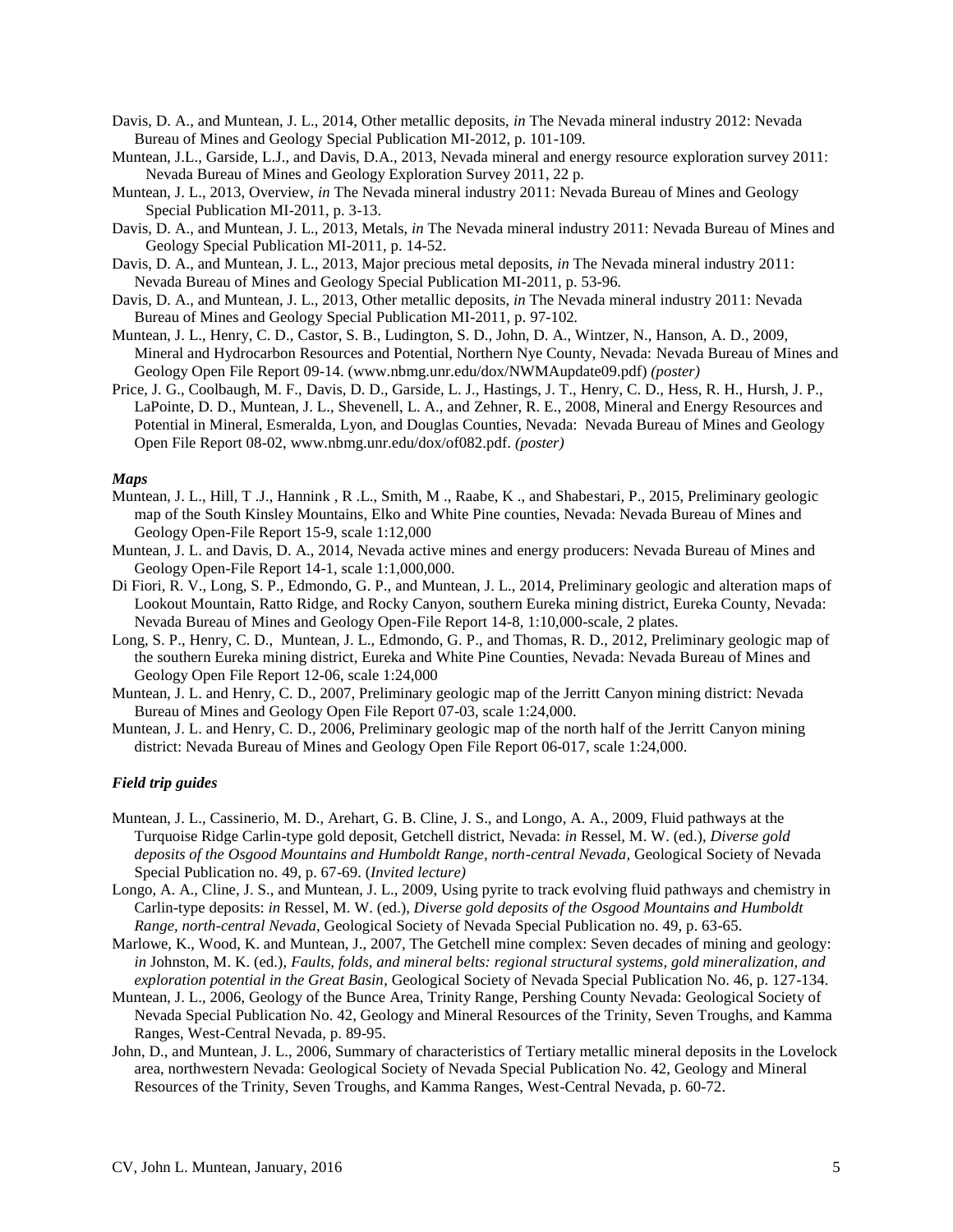Davis, D. A., and Muntean, J. L., 2014, Other metallic deposits, *in* The Nevada mineral industry 2012: Nevada Bureau of Mines and Geology Special Publication MI-2012, p. 101-109.

Muntean, J.L., Garside, L.J., and Davis, D.A., 2013, Nevada mineral and energy resource exploration survey 2011: Nevada Bureau of Mines and Geology Exploration Survey 2011, 22 p.

Muntean, J. L., 2013, Overview, *in* The Nevada mineral industry 2011: Nevada Bureau of Mines and Geology Special Publication MI-2011, p. 3-13.

Davis, D. A., and Muntean, J. L., 2013, Metals, *in* The Nevada mineral industry 2011: Nevada Bureau of Mines and Geology Special Publication MI-2011, p. 14-52.

Davis, D. A., and Muntean, J. L., 2013, Major precious metal deposits, *in* The Nevada mineral industry 2011: Nevada Bureau of Mines and Geology Special Publication MI-2011, p. 53-96.

Davis, D. A., and Muntean, J. L., 2013, Other metallic deposits, *in* The Nevada mineral industry 2011: Nevada Bureau of Mines and Geology Special Publication MI-2011, p. 97-102.

Muntean, J. L., Henry, C. D., Castor, S. B., Ludington, S. D., John, D. A., Wintzer, N., Hanson, A. D., 2009, Mineral and Hydrocarbon Resources and Potential, Northern Nye County, Nevada: Nevada Bureau of Mines and Geology Open File Report 09-14. (www.nbmg.unr.edu/dox/NWMAupdate09.pdf) *(poster)*

Price, J. G., Coolbaugh, M. F., Davis, D. D., Garside, L. J., Hastings, J. T., Henry, C. D., Hess, R. H., Hursh, J. P., LaPointe, D. D., Muntean, J. L., Shevenell, L. A., and Zehner, R. E., 2008, Mineral and Energy Resources and Potential in Mineral, Esmeralda, Lyon, and Douglas Counties, Nevada: Nevada Bureau of Mines and Geology Open File Report 08-02, www.nbmg.unr.edu/dox/of082.pdf. *(poster)*

### *Maps*

Muntean, J. L., Hill, T .J., Hannink , R .L., Smith, M ., Raabe, K ., and Shabestari, P., 2015, Preliminary geologic map of the South Kinsley Mountains, Elko and White Pine counties, Nevada: Nevada Bureau of Mines and Geology Open-File Report 15-9, scale 1:12,000

Muntean, J. L. and Davis, D. A., 2014, Nevada active mines and energy producers: Nevada Bureau of Mines and Geology Open-File Report 14-1, scale 1:1,000,000.

Di Fiori, R. V., Long, S. P., Edmondo, G. P., and Muntean, J. L., 2014, Preliminary geologic and alteration maps of Lookout Mountain, Ratto Ridge, and Rocky Canyon, southern Eureka mining district, Eureka County, Nevada: Nevada Bureau of Mines and Geology Open-File Report 14-8, 1:10,000-scale, 2 plates.

Long, S. P., Henry, C. D., Muntean, J. L., Edmondo, G. P., and Thomas, R. D., 2012, Preliminary geologic map of the southern Eureka mining district, Eureka and White Pine Counties, Nevada: Nevada Bureau of Mines and Geology Open File Report 12-06, scale 1:24,000

Muntean, J. L. and Henry, C. D., 2007, Preliminary geologic map of the Jerritt Canyon mining district: Nevada Bureau of Mines and Geology Open File Report 07-03, scale 1:24,000.

Muntean, J. L. and Henry, C. D., 2006, Preliminary geologic map of the north half of the Jerritt Canyon mining district: Nevada Bureau of Mines and Geology Open File Report 06-017, scale 1:24,000.

### *Field trip guides*

Muntean, J. L., Cassinerio, M. D., Arehart, G. B. Cline, J. S., and Longo, A. A., 2009, Fluid pathways at the Turquoise Ridge Carlin-type gold deposit, Getchell district, Nevada: *in* Ressel, M. W. (ed.), *Diverse gold deposits of the Osgood Mountains and Humboldt Range, north-central Nevada*, Geological Society of Nevada Special Publication no. 49, p. 67-69. (*Invited lecture)*

Longo, A. A., Cline, J. S., and Muntean, J. L., 2009, Using pyrite to track evolving fluid pathways and chemistry in Carlin-type deposits: *in* Ressel, M. W. (ed.), *Diverse gold deposits of the Osgood Mountains and Humboldt Range, north-central Nevada,* Geological Society of Nevada Special Publication no. 49, p. 63-65.

Marlowe, K., Wood, K. and Muntean, J., 2007, The Getchell mine complex: Seven decades of mining and geology: *in* Johnston, M. K. (ed.), *Faults, folds, and mineral belts: regional structural systems, gold mineralization, and exploration potential in the Great Basin*, Geological Society of Nevada Special Publication No. 46, p. 127-134.

Muntean, J. L., 2006, Geology of the Bunce Area, Trinity Range, Pershing County Nevada: Geological Society of Nevada Special Publication No. 42, Geology and Mineral Resources of the Trinity, Seven Troughs, and Kamma Ranges, West-Central Nevada, p. 89-95.

John, D., and Muntean, J. L., 2006, Summary of characteristics of Tertiary metallic mineral deposits in the Lovelock area, northwestern Nevada: Geological Society of Nevada Special Publication No. 42, Geology and Mineral Resources of the Trinity, Seven Troughs, and Kamma Ranges, West-Central Nevada, p. 60-72.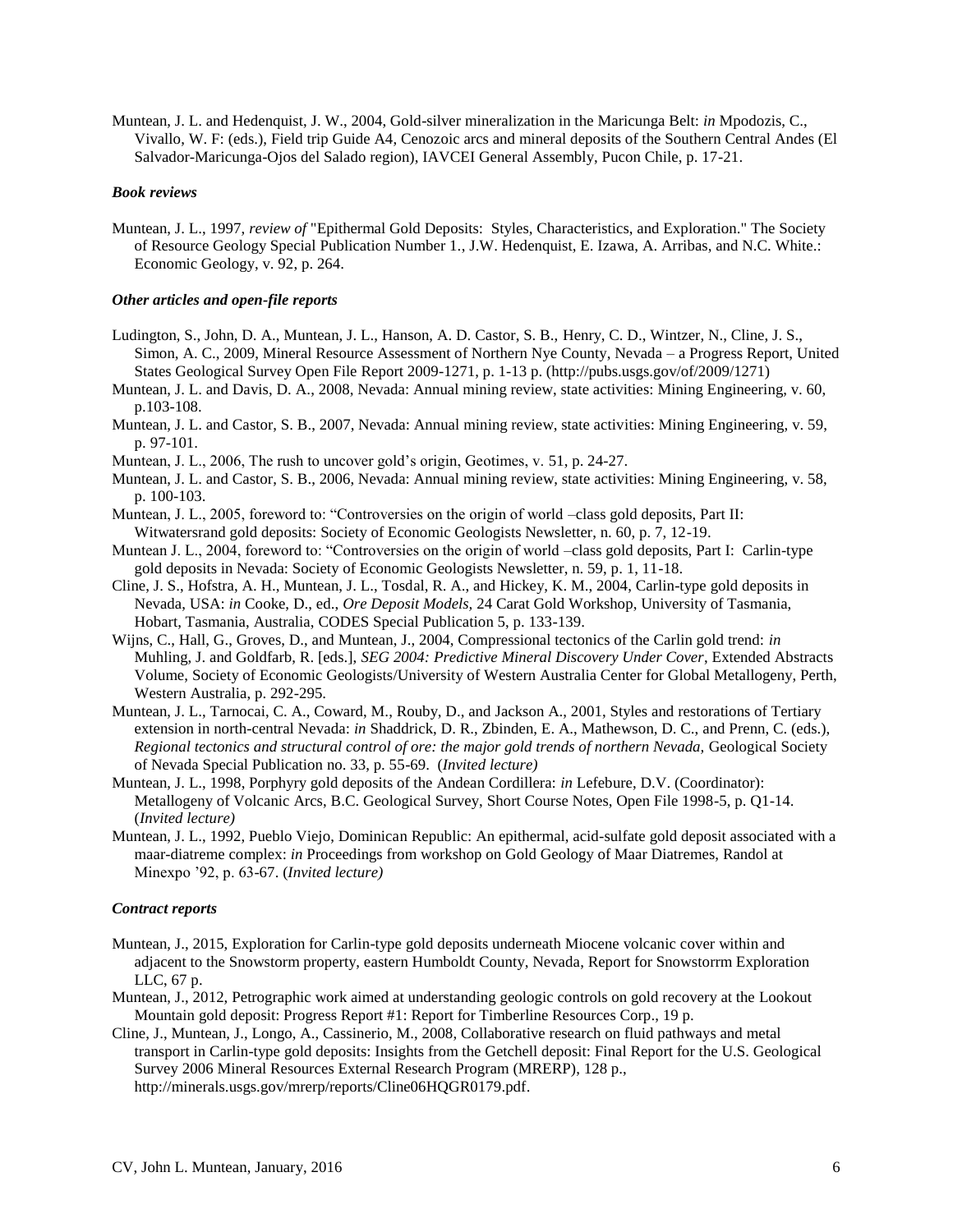Muntean, J. L. and Hedenquist, J. W., 2004, Gold-silver mineralization in the Maricunga Belt: *in* Mpodozis, C., Vivallo, W. F: (eds.), Field trip Guide A4, Cenozoic arcs and mineral deposits of the Southern Central Andes (El Salvador-Maricunga-Ojos del Salado region), IAVCEI General Assembly, Pucon Chile, p. 17-21.

### *Book reviews*

Muntean, J. L., 1997, *review of* "Epithermal Gold Deposits: Styles, Characteristics, and Exploration." The Society of Resource Geology Special Publication Number 1., J.W. Hedenquist, E. Izawa, A. Arribas, and N.C. White.: Economic Geology, v. 92, p. 264.

### *Other articles and open-file reports*

Ludington, S., John, D. A., Muntean, J. L., Hanson, A. D. Castor, S. B., Henry, C. D., Wintzer, N., Cline, J. S., Simon, A. C., 2009, Mineral Resource Assessment of Northern Nye County, Nevada – a Progress Report, United States Geological Survey Open File Report 2009-1271, p. 1-13 p. (http://pubs.usgs.gov/of/2009/1271)

Muntean, J. L. and Davis, D. A., 2008, Nevada: Annual mining review, state activities: Mining Engineering, v. 60, p.103-108.

Muntean, J. L. and Castor, S. B., 2007, Nevada: Annual mining review, state activities: Mining Engineering, v. 59, p. 97-101.

Muntean, J. L., 2006, The rush to uncover gold's origin, Geotimes, v. 51, p. 24-27.

Muntean, J. L. and Castor, S. B., 2006, Nevada: Annual mining review, state activities: Mining Engineering, v. 58, p. 100-103.

Muntean, J. L., 2005, foreword to: "Controversies on the origin of world –class gold deposits, Part II: Witwatersrand gold deposits: Society of Economic Geologists Newsletter, n. 60, p. 7, 12-19.

Muntean J. L., 2004, foreword to: "Controversies on the origin of world –class gold deposits, Part I: Carlin-type gold deposits in Nevada: Society of Economic Geologists Newsletter, n. 59, p. 1, 11-18.

Cline, J. S., Hofstra, A. H., Muntean, J. L., Tosdal, R. A., and Hickey, K. M., 2004, Carlin-type gold deposits in Nevada, USA: *in* Cooke, D., ed., *Ore Deposit Models*, 24 Carat Gold Workshop, University of Tasmania, Hobart, Tasmania, Australia, CODES Special Publication 5, p. 133-139.

Wijns, C., Hall, G., Groves, D., and Muntean, J., 2004, Compressional tectonics of the Carlin gold trend: *in* Muhling, J. and Goldfarb, R. [eds.], *SEG 2004: Predictive Mineral Discovery Under Cover*, Extended Abstracts Volume, Society of Economic Geologists/University of Western Australia Center for Global Metallogeny, Perth, Western Australia, p. 292-295.

Muntean, J. L., Tarnocai, C. A., Coward, M., Rouby, D., and Jackson A., 2001, Styles and restorations of Tertiary extension in north-central Nevada: *in* Shaddrick, D. R., Zbinden, E. A., Mathewson, D. C., and Prenn, C. (eds.), *Regional tectonics and structural control of ore: the major gold trends of northern Nevada,* Geological Society of Nevada Special Publication no. 33, p. 55-69. (*Invited lecture)*

Muntean, J. L., 1998, Porphyry gold deposits of the Andean Cordillera: *in* Lefebure, D.V. (Coordinator): Metallogeny of Volcanic Arcs, B.C. Geological Survey, Short Course Notes, Open File 1998-5, p. Q1-14. (*Invited lecture)*

Muntean, J. L., 1992, Pueblo Viejo, Dominican Republic: An epithermal, acid-sulfate gold deposit associated with a maar-diatreme complex: *in* Proceedings from workshop on Gold Geology of Maar Diatremes, Randol at Minexpo '92, p. 63-67. (*Invited lecture)*

### *Contract reports*

Muntean, J., 2015, Exploration for Carlin-type gold deposits underneath Miocene volcanic cover within and adjacent to the Snowstorm property, eastern Humboldt County, Nevada, Report for Snowstorrm Exploration LLC, 67 p.

Muntean, J., 2012, Petrographic work aimed at understanding geologic controls on gold recovery at the Lookout Mountain gold deposit: Progress Report #1: Report for Timberline Resources Corp., 19 p.

Cline, J., Muntean, J., Longo, A., Cassinerio, M., 2008, Collaborative research on fluid pathways and metal transport in Carlin-type gold deposits: Insights from the Getchell deposit: Final Report for the U.S. Geological Survey 2006 Mineral Resources External Research Program (MRERP), 128 p., http://minerals.usgs.gov/mrerp/reports/Cline06HQGR0179.pdf.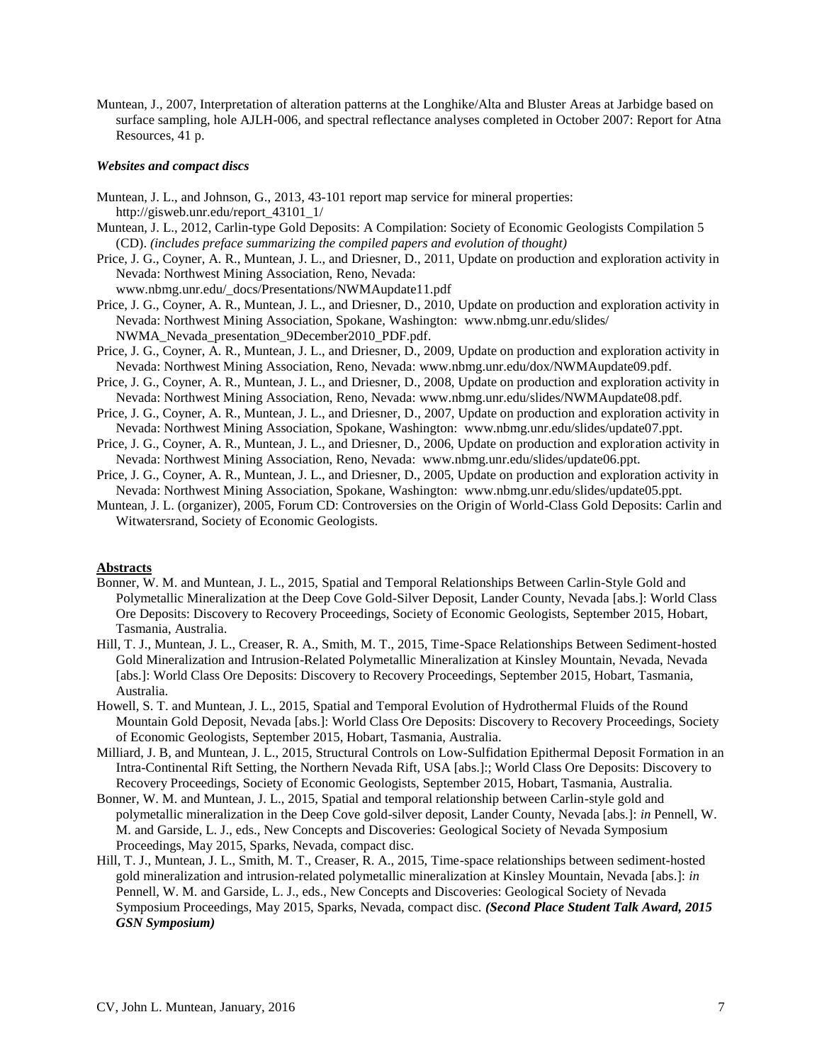Muntean, J., 2007, Interpretation of alteration patterns at the Longhike/Alta and Bluster Areas at Jarbidge based on surface sampling, hole AJLH-006, and spectral reflectance analyses completed in October 2007: Report for Atna Resources, 41 p.

### *Websites and compact discs*

Muntean, J. L., and Johnson, G., 2013, 43-101 report map service for mineral properties: http://gisweb.unr.edu/report_43101_1/

Muntean, J. L., 2012, Carlin-type Gold Deposits: A Compilation: Society of Economic Geologists Compilation 5 (CD). *(includes preface summarizing the compiled papers and evolution of thought)*

Price, J. G., Coyner, A. R., Muntean, J. L., and Driesner, D., 2011, Update on production and exploration activity in Nevada: Northwest Mining Association, Reno, Nevada: www.nbmg.unr.edu/_docs/Presentations/NWMAupdate11.pdf

Price, J. G., Coyner, A. R., Muntean, J. L., and Driesner, D., 2010, Update on production and exploration activity in Nevada: Northwest Mining Association, Spokane, Washington: www.nbmg.unr.edu/slides/NWMA_Nevada_presentation_9December2010_PDF.pdf.

Price, J. G., Coyner, A. R., Muntean, J. L., and Driesner, D., 2009, Update on production and exploration activity in Nevada: Northwest Mining Association, Reno, Nevada: www.nbmg.unr.edu/dox/NWMAupdate09.pdf.

Price, J. G., Coyner, A. R., Muntean, J. L., and Driesner, D., 2008, Update on production and exploration activity in Nevada: Northwest Mining Association, Reno, Nevada: www.nbmg.unr.edu/slides/NWMAupdate08.pdf.

Price, J. G., Coyner, A. R., Muntean, J. L., and Driesner, D., 2007, Update on production and exploration activity in Nevada: Northwest Mining Association, Spokane, Washington: www.nbmg.unr.edu/slides/update07.ppt.

Price, J. G., Coyner, A. R., Muntean, J. L., and Driesner, D., 2006, Update on production and exploration activity in Nevada: Northwest Mining Association, Reno, Nevada: www.nbmg.unr.edu/slides/update06.ppt.

Price, J. G., Coyner, A. R., Muntean, J. L., and Driesner, D., 2005, Update on production and exploration activity in Nevada: Northwest Mining Association, Spokane, Washington: www.nbmg.unr.edu/slides/update05.ppt.

Muntean, J. L. (organizer), 2005, Forum CD: Controversies on the Origin of World-Class Gold Deposits: Carlin and Witwatersrand, Society of Economic Geologists.

## **Abstracts**

Bonner, W. M. and Muntean, J. L., 2015, Spatial and Temporal Relationships Between Carlin-Style Gold and Polymetallic Mineralization at the Deep Cove Gold-Silver Deposit, Lander County, Nevada [abs.]: World Class Ore Deposits: Discovery to Recovery Proceedings, Society of Economic Geologists, September 2015, Hobart, Tasmania, Australia.

Hill, T. J., Muntean, J. L., Creaser, R. A., Smith, M. T., 2015, Time-Space Relationships Between Sediment-hosted Gold Mineralization and Intrusion-Related Polymetallic Mineralization at Kinsley Mountain, Nevada, Nevada [abs.]: World Class Ore Deposits: Discovery to Recovery Proceedings, September 2015, Hobart, Tasmania, Australia.

Howell, S. T. and Muntean, J. L., 2015, Spatial and Temporal Evolution of Hydrothermal Fluids of the Round Mountain Gold Deposit, Nevada [abs.]: World Class Ore Deposits: Discovery to Recovery Proceedings, Society of Economic Geologists, September 2015, Hobart, Tasmania, Australia.

Milliard, J. B, and Muntean, J. L., 2015, Structural Controls on Low-Sulfidation Epithermal Deposit Formation in an Intra-Continental Rift Setting, the Northern Nevada Rift, USA [abs.]:; World Class Ore Deposits: Discovery to Recovery Proceedings, Society of Economic Geologists, September 2015, Hobart, Tasmania, Australia.

Bonner, W. M. and Muntean, J. L., 2015, Spatial and temporal relationship between Carlin-style gold and polymetallic mineralization in the Deep Cove gold-silver deposit, Lander County, Nevada [abs.]: *in* Pennell, W. M. and Garside, L. J., eds., New Concepts and Discoveries: Geological Society of Nevada Symposium Proceedings, May 2015, Sparks, Nevada, compact disc.

Hill, T. J., Muntean, J. L., Smith, M. T., Creaser, R. A., 2015, Time-space relationships between sediment-hosted gold mineralization and intrusion-related polymetallic mineralization at Kinsley Mountain, Nevada [abs.]: *in* Pennell, W. M. and Garside, L. J., eds., New Concepts and Discoveries: Geological Society of Nevada Symposium Proceedings, May 2015, Sparks, Nevada, compact disc. ***(Second Place Student Talk Award, 2015 GSN Symposium)***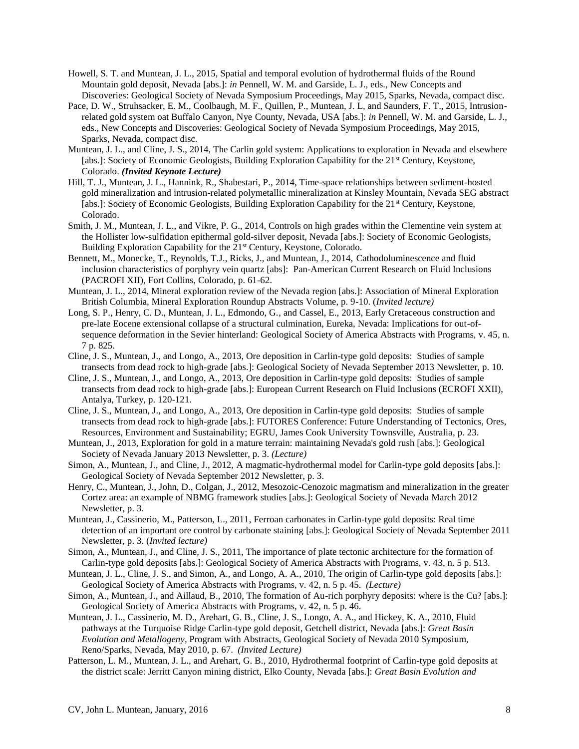Howell, S. T. and Muntean, J. L., 2015, Spatial and temporal evolution of hydrothermal fluids of the Round Mountain gold deposit, Nevada [abs.]: *in* Pennell, W. M. and Garside, L. J., eds., New Concepts and Discoveries: Geological Society of Nevada Symposium Proceedings, May 2015, Sparks, Nevada, compact disc.

Pace, D. W., Struhsacker, E. M., Coolbaugh, M. F., Quillen, P., Muntean, J. L, and Saunders, F. T., 2015, Intrusion-related gold system oat Buffalo Canyon, Nye County, Nevada, USA [abs.]: *in* Pennell, W. M. and Garside, L. J., eds., New Concepts and Discoveries: Geological Society of Nevada Symposium Proceedings, May 2015, Sparks, Nevada, compact disc.

Muntean, J. L., and Cline, J. S., 2014, The Carlin gold system: Applications to exploration in Nevada and elsewhere [abs.]: Society of Economic Geologists, Building Exploration Capability for the 21st Century, Keystone, Colorado. ***(Invited Keynote Lecture)***

Hill, T. J., Muntean, J. L., Hannink, R., Shabestari, P., 2014, Time-space relationships between sediment-hosted gold mineralization and intrusion-related polymetallic mineralization at Kinsley Mountain, Nevada SEG abstract [abs.]: Society of Economic Geologists, Building Exploration Capability for the 21st Century, Keystone, Colorado.

Smith, J. M., Muntean, J. L., and Vikre, P. G., 2014, Controls on high grades within the Clementine vein system at the Hollister low-sulfidation epithermal gold-silver deposit, Nevada [abs.]: Society of Economic Geologists, Building Exploration Capability for the 21st Century, Keystone, Colorado.

Bennett, M., Monecke, T., Reynolds, T.J., Ricks, J., and Muntean, J., 2014, Cathodoluminescence and fluid inclusion characteristics of porphyry vein quartz [abs]: Pan-American Current Research on Fluid Inclusions (PACROFI XII), Fort Collins, Colorado, p. 61-62.

Muntean, J. L., 2014, Mineral exploration review of the Nevada region [abs.]: Association of Mineral Exploration British Columbia, Mineral Exploration Roundup Abstracts Volume, p. 9-10. (*Invited lecture)*

Long, S. P., Henry, C. D., Muntean, J. L., Edmondo, G., and Cassel, E., 2013, Early Cretaceous construction and pre-late Eocene extensional collapse of a structural culmination, Eureka, Nevada: Implications for out-of-sequence deformation in the Sevier hinterland: Geological Society of America Abstracts with Programs, v. 45, n. 7 p. 825.

Cline, J. S., Muntean, J., and Longo, A., 2013, Ore deposition in Carlin-type gold deposits: Studies of sample transects from dead rock to high-grade [abs.]: Geological Society of Nevada September 2013 Newsletter, p. 10.

Cline, J. S., Muntean, J., and Longo, A., 2013, Ore deposition in Carlin-type gold deposits: Studies of sample transects from dead rock to high-grade [abs.]: European Current Research on Fluid Inclusions (ECROFI XXII), Antalya, Turkey, p. 120-121.

Cline, J. S., Muntean, J., and Longo, A., 2013, Ore deposition in Carlin-type gold deposits: Studies of sample transects from dead rock to high-grade [abs.]: FUTORES Conference: Future Understanding of Tectonics, Ores, Resources, Environment and Sustainability; EGRU, James Cook University Townsville, Australia, p. 23.

Muntean, J., 2013, Exploration for gold in a mature terrain: maintaining Nevada's gold rush [abs.]: Geological Society of Nevada January 2013 Newsletter, p. 3. *(Lecture)*

Simon, A., Muntean, J., and Cline, J., 2012, A magmatic-hydrothermal model for Carlin-type gold deposits [abs.]: Geological Society of Nevada September 2012 Newsletter, p. 3.

Henry, C., Muntean, J., John, D., Colgan, J., 2012, Mesozoic-Cenozoic magmatism and mineralization in the greater Cortez area: an example of NBMG framework studies [abs.]: Geological Society of Nevada March 2012 Newsletter, p. 3.

Muntean, J., Cassinerio, M., Patterson, L., 2011, Ferroan carbonates in Carlin-type gold deposits: Real time detection of an important ore control by carbonate staining [abs.]: Geological Society of Nevada September 2011 Newsletter, p. 3. (*Invited lecture)*

Simon, A., Muntean, J., and Cline, J. S., 2011, The importance of plate tectonic architecture for the formation of Carlin-type gold deposits [abs.]: Geological Society of America Abstracts with Programs, v. 43, n. 5 p. 513.

Muntean, J. L., Cline, J. S., and Simon, A., and Longo, A. A., 2010, The origin of Carlin-type gold deposits [abs.]: Geological Society of America Abstracts with Programs, v. 42, n. 5 p. 45. *(Lecture)*

Simon, A., Muntean, J., and Aillaud, B., 2010, The formation of Au-rich porphyry deposits: where is the Cu? [abs.]: Geological Society of America Abstracts with Programs, v. 42, n. 5 p. 46.

Muntean, J. L., Cassinerio, M. D., Arehart, G. B., Cline, J. S., Longo, A. A., and Hickey, K. A., 2010, Fluid pathways at the Turquoise Ridge Carlin-type gold deposit, Getchell district, Nevada [abs.]: *Great Basin Evolution and Metallogeny*, Program with Abstracts, Geological Society of Nevada 2010 Symposium, Reno/Sparks, Nevada, May 2010, p. 67. *(Invited Lecture)*

Patterson, L. M., Muntean, J. L., and Arehart, G. B., 2010, Hydrothermal footprint of Carlin-type gold deposits at the district scale: Jerritt Canyon mining district, Elko County, Nevada [abs.]: *Great Basin Evolution and*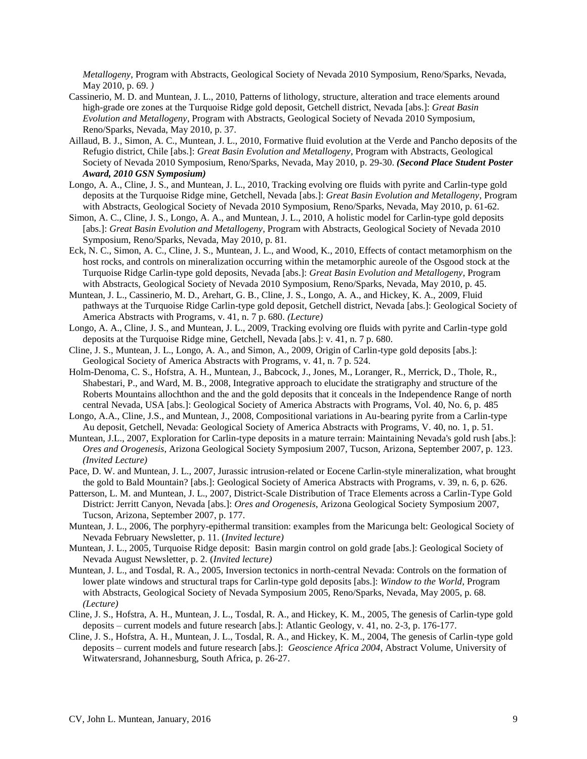*Metallogeny*, Program with Abstracts, Geological Society of Nevada 2010 Symposium, Reno/Sparks, Nevada, May 2010, p. 69. *)*

Cassinerio, M. D. and Muntean, J. L., 2010, Patterns of lithology, structure, alteration and trace elements around high-grade ore zones at the Turquoise Ridge gold deposit, Getchell district, Nevada [abs.]: *Great Basin Evolution and Metallogeny*, Program with Abstracts, Geological Society of Nevada 2010 Symposium, Reno/Sparks, Nevada, May 2010, p. 37.

Aillaud, B. J., Simon, A. C., Muntean, J. L., 2010, Formative fluid evolution at the Verde and Pancho deposits of the Refugio district, Chile [abs.]: *Great Basin Evolution and Metallogeny*, Program with Abstracts, Geological Society of Nevada 2010 Symposium, Reno/Sparks, Nevada, May 2010, p. 29-30. ***(Second Place Student Poster Award, 2010 GSN Symposium)***

Longo, A. A., Cline, J. S., and Muntean, J. L., 2010, Tracking evolving ore fluids with pyrite and Carlin-type gold deposits at the Turquoise Ridge mine, Getchell, Nevada [abs.]: *Great Basin Evolution and Metallogeny*, Program with Abstracts, Geological Society of Nevada 2010 Symposium, Reno/Sparks, Nevada, May 2010, p. 61-62.

Simon, A. C., Cline, J. S., Longo, A. A., and Muntean, J. L., 2010, A holistic model for Carlin-type gold deposits [abs.]: *Great Basin Evolution and Metallogeny*, Program with Abstracts, Geological Society of Nevada 2010 Symposium, Reno/Sparks, Nevada, May 2010, p. 81.

Eck, N. C., Simon, A. C., Cline, J. S., Muntean, J. L., and Wood, K., 2010, Effects of contact metamorphism on the host rocks, and controls on mineralization occurring within the metamorphic aureole of the Osgood stock at the Turquoise Ridge Carlin-type gold deposits, Nevada [abs.]: *Great Basin Evolution and Metallogeny*, Program with Abstracts, Geological Society of Nevada 2010 Symposium, Reno/Sparks, Nevada, May 2010, p. 45.

Muntean, J. L., Cassinerio, M. D., Arehart, G. B., Cline, J. S., Longo, A. A., and Hickey, K. A., 2009, Fluid pathways at the Turquoise Ridge Carlin-type gold deposit, Getchell district, Nevada [abs.]: Geological Society of America Abstracts with Programs, v. 41, n. 7 p. 680. *(Lecture)*

Longo, A. A., Cline, J. S., and Muntean, J. L., 2009, Tracking evolving ore fluids with pyrite and Carlin-type gold deposits at the Turquoise Ridge mine, Getchell, Nevada [abs.]: v. 41, n. 7 p. 680.

Cline, J. S., Muntean, J. L., Longo, A. A., and Simon, A., 2009, Origin of Carlin-type gold deposits [abs.]: Geological Society of America Abstracts with Programs, v. 41, n. 7 p. 524.

Holm-Denoma, C. S., Hofstra, A. H., Muntean, J., Babcock, J., Jones, M., Loranger, R., Merrick, D., Thole, R., Shabestari, P., and Ward, M. B., 2008, Integrative approach to elucidate the stratigraphy and structure of the Roberts Mountains allochthon and the and the gold deposits that it conceals in the Independence Range of north central Nevada, USA [abs.]: Geological Society of America Abstracts with Programs, Vol. 40, No. 6, p. 485

Longo, A.A., Cline, J.S., and Muntean, J., 2008, Compositional variations in Au-bearing pyrite from a Carlin-type Au deposit, Getchell, Nevada: Geological Society of America Abstracts with Programs, V. 40, no. 1, p. 51.

Muntean, J.L., 2007, Exploration for Carlin-type deposits in a mature terrain: Maintaining Nevada's gold rush [abs.]: *Ores and Orogenesis*, Arizona Geological Society Symposium 2007, Tucson, Arizona, September 2007, p. 123. *(Invited Lecture)*

Pace, D. W. and Muntean, J. L., 2007, Jurassic intrusion-related or Eocene Carlin-style mineralization, what brought the gold to Bald Mountain? [abs.]: Geological Society of America Abstracts with Programs, v. 39, n. 6, p. 626.

Patterson, L. M. and Muntean, J. L., 2007, District-Scale Distribution of Trace Elements across a Carlin-Type Gold District: Jerritt Canyon, Nevada [abs.]: *Ores and Orogenesis*, Arizona Geological Society Symposium 2007, Tucson, Arizona, September 2007, p. 177.

Muntean, J. L., 2006, The porphyry-epithermal transition: examples from the Maricunga belt: Geological Society of Nevada February Newsletter, p. 11. (*Invited lecture)*

Muntean, J. L., 2005, Turquoise Ridge deposit: Basin margin control on gold grade [abs.]: Geological Society of Nevada August Newsletter, p. 2. (*Invited lecture)*

Muntean, J. L., and Tosdal, R. A., 2005, Inversion tectonics in north-central Nevada: Controls on the formation of lower plate windows and structural traps for Carlin-type gold deposits [abs.]: *Window to the World*, Program with Abstracts, Geological Society of Nevada Symposium 2005, Reno/Sparks, Nevada, May 2005, p. 68. *(Lecture)*

Cline, J. S., Hofstra, A. H., Muntean, J. L., Tosdal, R. A., and Hickey, K. M., 2005, The genesis of Carlin-type gold deposits – current models and future research [abs.]: Atlantic Geology, v. 41, no. 2-3, p. 176-177.

Cline, J. S., Hofstra, A. H., Muntean, J. L., Tosdal, R. A., and Hickey, K. M., 2004, The genesis of Carlin-type gold deposits – current models and future research [abs.]: *Geoscience Africa 2004*, Abstract Volume, University of Witwatersrand, Johannesburg, South Africa, p. 26-27.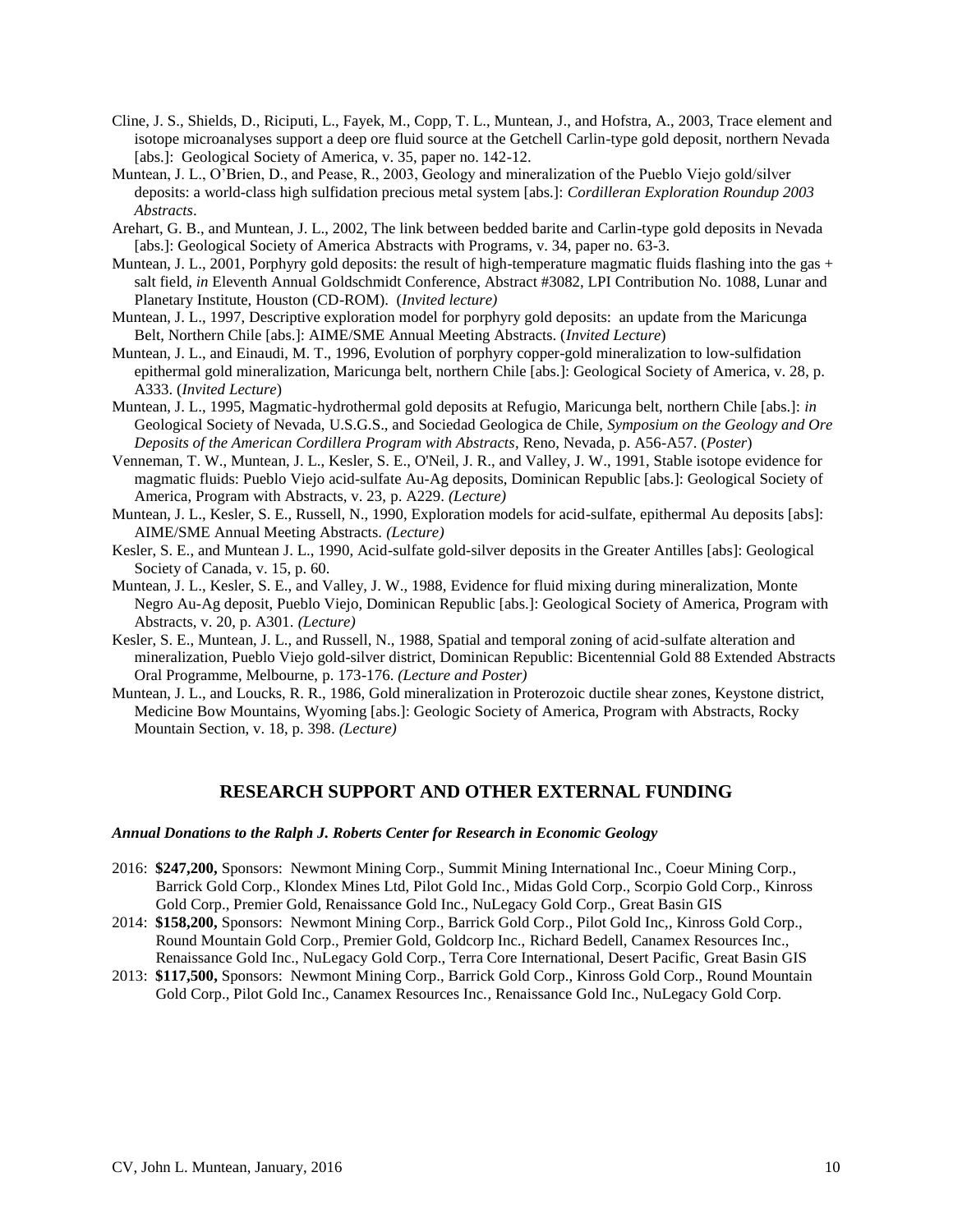Cline, J. S., Shields, D., Riciputi, L., Fayek, M., Copp, T. L., Muntean, J., and Hofstra, A., 2003, Trace element and isotope microanalyses support a deep ore fluid source at the Getchell Carlin-type gold deposit, northern Nevada [abs.]: Geological Society of America, v. 35, paper no. 142-12.

Muntean, J. L., O'Brien, D., and Pease, R., 2003, Geology and mineralization of the Pueblo Viejo gold/silver deposits: a world-class high sulfidation precious metal system [abs.]: *Cordilleran Exploration Roundup 2003 Abstracts*.

Arehart, G. B., and Muntean, J. L., 2002, The link between bedded barite and Carlin-type gold deposits in Nevada [abs.]: Geological Society of America Abstracts with Programs, v. 34, paper no. 63-3.

Muntean, J. L., 2001, Porphyry gold deposits: the result of high-temperature magmatic fluids flashing into the gas + salt field, *in* Eleventh Annual Goldschmidt Conference, Abstract #3082, LPI Contribution No. 1088, Lunar and Planetary Institute, Houston (CD-ROM). (*Invited lecture)*

Muntean, J. L., 1997, Descriptive exploration model for porphyry gold deposits: an update from the Maricunga Belt, Northern Chile [abs.]: AIME/SME Annual Meeting Abstracts. (*Invited Lecture*)

Muntean, J. L., and Einaudi, M. T., 1996, Evolution of porphyry copper-gold mineralization to low-sulfidation epithermal gold mineralization, Maricunga belt, northern Chile [abs.]: Geological Society of America, v. 28, p. A333. (*Invited Lecture*)

Muntean, J. L., 1995, Magmatic-hydrothermal gold deposits at Refugio, Maricunga belt, northern Chile [abs.]: *in* Geological Society of Nevada, U.S.G.S., and Sociedad Geologica de Chile, *Symposium on the Geology and Ore Deposits of the American Cordillera Program with Abstracts*, Reno, Nevada, p. A56-A57. (*Poster*)

Venneman, T. W., Muntean, J. L., Kesler, S. E., O'Neil, J. R., and Valley, J. W., 1991, Stable isotope evidence for magmatic fluids: Pueblo Viejo acid-sulfate Au-Ag deposits, Dominican Republic [abs.]: Geological Society of America, Program with Abstracts, v. 23, p. A229. *(Lecture)*

Muntean, J. L., Kesler, S. E., Russell, N., 1990, Exploration models for acid-sulfate, epithermal Au deposits [abs]: AIME/SME Annual Meeting Abstracts. *(Lecture)*

Kesler, S. E., and Muntean J. L., 1990, Acid-sulfate gold-silver deposits in the Greater Antilles [abs]: Geological Society of Canada, v. 15, p. 60.

Muntean, J. L., Kesler, S. E., and Valley, J. W., 1988, Evidence for fluid mixing during mineralization, Monte Negro Au-Ag deposit, Pueblo Viejo, Dominican Republic [abs.]: Geological Society of America, Program with Abstracts, v. 20, p. A301. *(Lecture)*

Kesler, S. E., Muntean, J. L., and Russell, N., 1988, Spatial and temporal zoning of acid-sulfate alteration and mineralization, Pueblo Viejo gold-silver district, Dominican Republic: Bicentennial Gold 88 Extended Abstracts Oral Programme, Melbourne, p. 173-176. *(Lecture and Poster)*

Muntean, J. L., and Loucks, R. R., 1986, Gold mineralization in Proterozoic ductile shear zones, Keystone district, Medicine Bow Mountains, Wyoming [abs.]: Geologic Society of America, Program with Abstracts, Rocky Mountain Section, v. 18, p. 398. *(Lecture)*

## RESEARCH SUPPORT AND OTHER EXTERNAL FUNDING

***Annual Donations to the Ralph J. Roberts Center for Research in Economic Geology***

2016: **$247,200,** Sponsors: Newmont Mining Corp., Summit Mining International Inc., Coeur Mining Corp., Barrick Gold Corp., Klondex Mines Ltd, Pilot Gold Inc., Midas Gold Corp., Scorpio Gold Corp., Kinross Gold Corp., Premier Gold, Renaissance Gold Inc., NuLegacy Gold Corp., Great Basin GIS

2014: **$158,200,** Sponsors: Newmont Mining Corp., Barrick Gold Corp., Pilot Gold Inc,, Kinross Gold Corp., Round Mountain Gold Corp., Premier Gold, Goldcorp Inc., Richard Bedell, Canamex Resources Inc., Renaissance Gold Inc., NuLegacy Gold Corp., Terra Core International, Desert Pacific, Great Basin GIS

2013: **$117,500,** Sponsors: Newmont Mining Corp., Barrick Gold Corp., Kinross Gold Corp., Round Mountain Gold Corp., Pilot Gold Inc., Canamex Resources Inc., Renaissance Gold Inc., NuLegacy Gold Corp.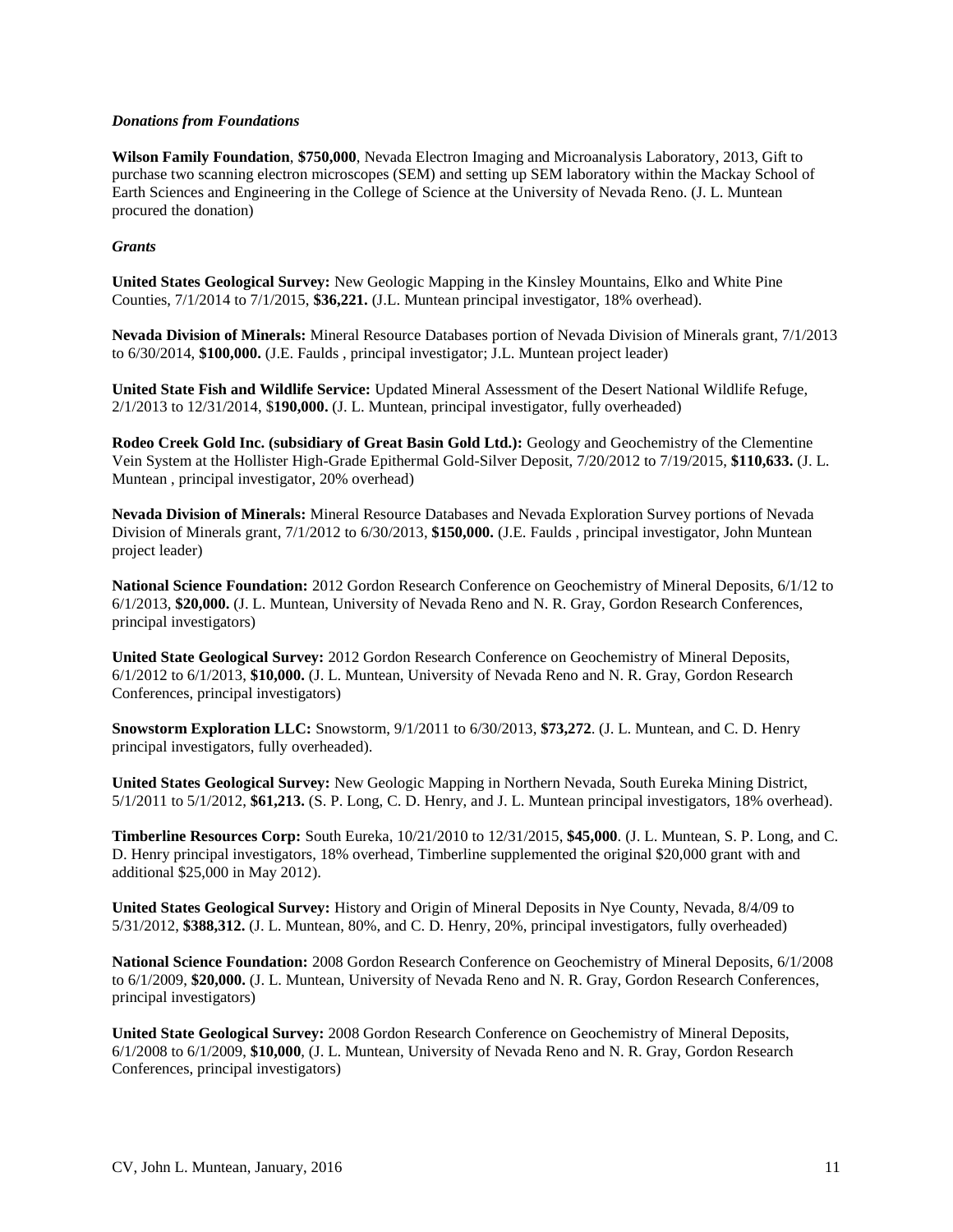***Donations from Foundations***

**Wilson Family Foundation**, **$750,000**, Nevada Electron Imaging and Microanalysis Laboratory, 2013, Gift to purchase two scanning electron microscopes (SEM) and setting up SEM laboratory within the Mackay School of Earth Sciences and Engineering in the College of Science at the University of Nevada Reno. (J. L. Muntean procured the donation)

***Grants***

**United States Geological Survey:** New Geologic Mapping in the Kinsley Mountains, Elko and White Pine Counties, 7/1/2014 to 7/1/2015, **$36,221.** (J.L. Muntean principal investigator, 18% overhead).

**Nevada Division of Minerals:** Mineral Resource Databases portion of Nevada Division of Minerals grant, 7/1/2013 to 6/30/2014, **$100,000.** (J.E. Faulds , principal investigator; J.L. Muntean project leader)

**United State Fish and Wildlife Service:** Updated Mineral Assessment of the Desert National Wildlife Refuge, 2/1/2013 to 12/31/2014, $**190,000.** (J. L. Muntean, principal investigator, fully overheaded)

**Rodeo Creek Gold Inc. (subsidiary of Great Basin Gold Ltd.):** Geology and Geochemistry of the Clementine Vein System at the Hollister High-Grade Epithermal Gold-Silver Deposit, 7/20/2012 to 7/19/2015, **$110,633.** (J. L. Muntean , principal investigator, 20% overhead)

**Nevada Division of Minerals:** Mineral Resource Databases and Nevada Exploration Survey portions of Nevada Division of Minerals grant, 7/1/2012 to 6/30/2013, **$150,000.** (J.E. Faulds , principal investigator, John Muntean project leader)

**National Science Foundation:** 2012 Gordon Research Conference on Geochemistry of Mineral Deposits, 6/1/12 to 6/1/2013, **$20,000.** (J. L. Muntean, University of Nevada Reno and N. R. Gray, Gordon Research Conferences, principal investigators)

**United State Geological Survey:** 2012 Gordon Research Conference on Geochemistry of Mineral Deposits, 6/1/2012 to 6/1/2013, **$10,000.** (J. L. Muntean, University of Nevada Reno and N. R. Gray, Gordon Research Conferences, principal investigators)

**Snowstorm Exploration LLC:** Snowstorm, 9/1/2011 to 6/30/2013, **$73,272**. (J. L. Muntean, and C. D. Henry principal investigators, fully overheaded).

**United States Geological Survey:** New Geologic Mapping in Northern Nevada, South Eureka Mining District, 5/1/2011 to 5/1/2012, **$61,213.** (S. P. Long, C. D. Henry, and J. L. Muntean principal investigators, 18% overhead).

**Timberline Resources Corp:** South Eureka, 10/21/2010 to 12/31/2015, **$45,000**. (J. L. Muntean, S. P. Long, and C. D. Henry principal investigators, 18% overhead, Timberline supplemented the original $20,000 grant with and additional $25,000 in May 2012).

**United States Geological Survey:** History and Origin of Mineral Deposits in Nye County, Nevada, 8/4/09 to 5/31/2012, **$388,312.** (J. L. Muntean, 80%, and C. D. Henry, 20%, principal investigators, fully overheaded)

**National Science Foundation:** 2008 Gordon Research Conference on Geochemistry of Mineral Deposits, 6/1/2008 to 6/1/2009, **$20,000.** (J. L. Muntean, University of Nevada Reno and N. R. Gray, Gordon Research Conferences, principal investigators)

**United State Geological Survey:** 2008 Gordon Research Conference on Geochemistry of Mineral Deposits, 6/1/2008 to 6/1/2009, **$10,000**, (J. L. Muntean, University of Nevada Reno and N. R. Gray, Gordon Research Conferences, principal investigators)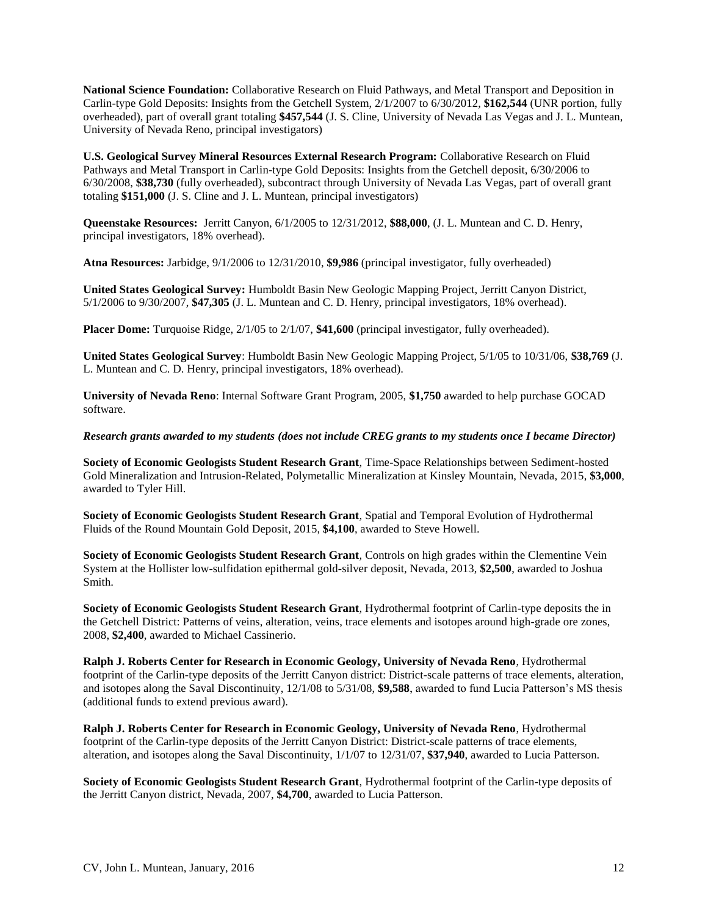**National Science Foundation:** Collaborative Research on Fluid Pathways, and Metal Transport and Deposition in Carlin-type Gold Deposits: Insights from the Getchell System, 2/1/2007 to 6/30/2012, **$162,544** (UNR portion, fully overheaded), part of overall grant totaling **$457,544** (J. S. Cline, University of Nevada Las Vegas and J. L. Muntean, University of Nevada Reno, principal investigators)

**U.S. Geological Survey Mineral Resources External Research Program:** Collaborative Research on Fluid Pathways and Metal Transport in Carlin-type Gold Deposits: Insights from the Getchell deposit, 6/30/2006 to 6/30/2008, **$38,730** (fully overheaded), subcontract through University of Nevada Las Vegas, part of overall grant totaling **$151,000** (J. S. Cline and J. L. Muntean, principal investigators)

**Queenstake Resources:** Jerritt Canyon, 6/1/2005 to 12/31/2012, **$88,000**, (J. L. Muntean and C. D. Henry, principal investigators, 18% overhead).

**Atna Resources:** Jarbidge, 9/1/2006 to 12/31/2010, **$9,986** (principal investigator, fully overheaded)

**United States Geological Survey:** Humboldt Basin New Geologic Mapping Project, Jerritt Canyon District, 5/1/2006 to 9/30/2007, **$47,305** (J. L. Muntean and C. D. Henry, principal investigators, 18% overhead).

**Placer Dome:** Turquoise Ridge, 2/1/05 to 2/1/07, **$41,600** (principal investigator, fully overheaded).

**United States Geological Survey**: Humboldt Basin New Geologic Mapping Project, 5/1/05 to 10/31/06, **$38,769** (J. L. Muntean and C. D. Henry, principal investigators, 18% overhead).

**University of Nevada Reno**: Internal Software Grant Program, 2005, **$1,750** awarded to help purchase GOCAD software.

***Research grants awarded to my students (does not include CREG grants to my students once I became Director)***

**Society of Economic Geologists Student Research Grant**, Time-Space Relationships between Sediment-hosted Gold Mineralization and Intrusion-Related, Polymetallic Mineralization at Kinsley Mountain, Nevada, 2015, **$3,000**, awarded to Tyler Hill.

**Society of Economic Geologists Student Research Grant**, Spatial and Temporal Evolution of Hydrothermal Fluids of the Round Mountain Gold Deposit, 2015, **$4,100**, awarded to Steve Howell.

**Society of Economic Geologists Student Research Grant**, Controls on high grades within the Clementine Vein System at the Hollister low-sulfidation epithermal gold-silver deposit, Nevada, 2013, **$2,500**, awarded to Joshua Smith.

**Society of Economic Geologists Student Research Grant**, Hydrothermal footprint of Carlin-type deposits the in the Getchell District: Patterns of veins, alteration, veins, trace elements and isotopes around high-grade ore zones, 2008, **$2,400**, awarded to Michael Cassinerio.

**Ralph J. Roberts Center for Research in Economic Geology, University of Nevada Reno**, Hydrothermal footprint of the Carlin-type deposits of the Jerritt Canyon district: District-scale patterns of trace elements, alteration, and isotopes along the Saval Discontinuity, 12/1/08 to 5/31/08, **$9,588**, awarded to fund Lucia Patterson's MS thesis (additional funds to extend previous award).

**Ralph J. Roberts Center for Research in Economic Geology, University of Nevada Reno**, Hydrothermal footprint of the Carlin-type deposits of the Jerritt Canyon District: District-scale patterns of trace elements, alteration, and isotopes along the Saval Discontinuity, 1/1/07 to 12/31/07, **$37,940**, awarded to Lucia Patterson.

**Society of Economic Geologists Student Research Grant**, Hydrothermal footprint of the Carlin-type deposits of the Jerritt Canyon district, Nevada, 2007, **$4,700**, awarded to Lucia Patterson.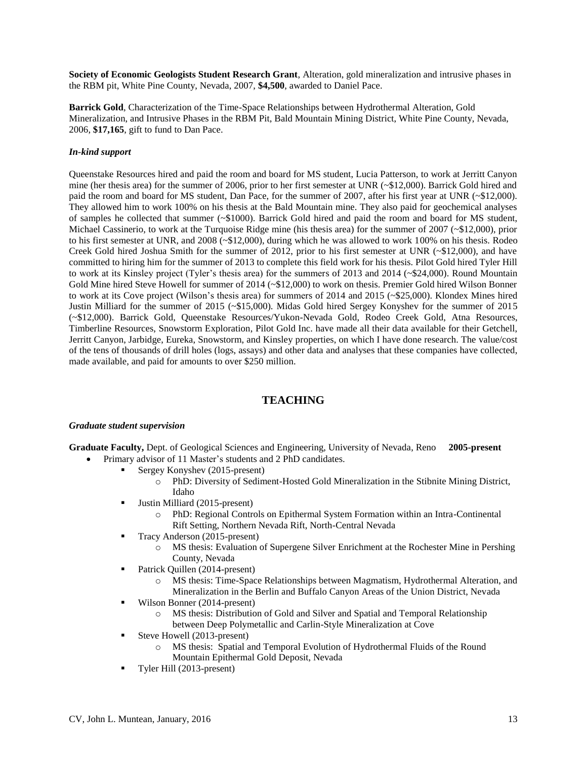**Society of Economic Geologists Student Research Grant**, Alteration, gold mineralization and intrusive phases in the RBM pit, White Pine County, Nevada, 2007, **$4,500**, awarded to Daniel Pace.

**Barrick Gold**, Characterization of the Time-Space Relationships between Hydrothermal Alteration, Gold Mineralization, and Intrusive Phases in the RBM Pit, Bald Mountain Mining District, White Pine County, Nevada, 2006, **$17,165**, gift to fund to Dan Pace.

***In-kind support***

Queenstake Resources hired and paid the room and board for MS student, Lucia Patterson, to work at Jerritt Canyon mine (her thesis area) for the summer of 2006, prior to her first semester at UNR (~$12,000). Barrick Gold hired and paid the room and board for MS student, Dan Pace, for the summer of 2007, after his first year at UNR (~$12,000). They allowed him to work 100% on his thesis at the Bald Mountain mine. They also paid for geochemical analyses of samples he collected that summer (~$1000). Barrick Gold hired and paid the room and board for MS student, Michael Cassinerio, to work at the Turquoise Ridge mine (his thesis area) for the summer of 2007 (~$12,000), prior to his first semester at UNR, and 2008 (~$12,000), during which he was allowed to work 100% on his thesis. Rodeo Creek Gold hired Joshua Smith for the summer of 2012, prior to his first semester at UNR (~$12,000), and have committed to hiring him for the summer of 2013 to complete this field work for his thesis. Pilot Gold hired Tyler Hill to work at its Kinsley project (Tyler's thesis area) for the summers of 2013 and 2014 (~$24,000). Round Mountain Gold Mine hired Steve Howell for summer of 2014 (~$12,000) to work on thesis. Premier Gold hired Wilson Bonner to work at its Cove project (Wilson's thesis area) for summers of 2014 and 2015 (~$25,000). Klondex Mines hired Justin Milliard for the summer of 2015 (~$15,000). Midas Gold hired Sergey Konyshev for the summer of 2015 (~$12,000). Barrick Gold, Queenstake Resources/Yukon-Nevada Gold, Rodeo Creek Gold, Atna Resources, Timberline Resources, Snowstorm Exploration, Pilot Gold Inc. have made all their data available for their Getchell, Jerritt Canyon, Jarbidge, Eureka, Snowstorm, and Kinsley properties, on which I have done research. The value/cost of the tens of thousands of drill holes (logs, assays) and other data and analyses that these companies have collected, made available, and paid for amounts to over $250 million.

## TEACHING

***Graduate student supervision***

**Graduate Faculty,** Dept. of Geological Sciences and Engineering, University of Nevada, Reno **2005-present**

- Primary advisor of 11 Master's students and 2 PhD candidates.
  - Sergey Konyshev (2015-present)
    - PhD: Diversity of Sediment-Hosted Gold Mineralization in the Stibnite Mining District, Idaho
  - Justin Milliard (2015-present)
    - PhD: Regional Controls on Epithermal System Formation within an Intra-Continental Rift Setting, Northern Nevada Rift, North-Central Nevada
  - Tracy Anderson (2015-present)
    - MS thesis: Evaluation of Supergene Silver Enrichment at the Rochester Mine in Pershing County, Nevada
  - Patrick Quillen (2014-present)
    - MS thesis: Time-Space Relationships between Magmatism, Hydrothermal Alteration, and Mineralization in the Berlin and Buffalo Canyon Areas of the Union District, Nevada
  - Wilson Bonner (2014-present)
    - MS thesis: Distribution of Gold and Silver and Spatial and Temporal Relationship between Deep Polymetallic and Carlin-Style Mineralization at Cove
  - Steve Howell (2013-present)
    - MS thesis: Spatial and Temporal Evolution of Hydrothermal Fluids of the Round Mountain Epithermal Gold Deposit, Nevada
  - Tyler Hill (2013-present)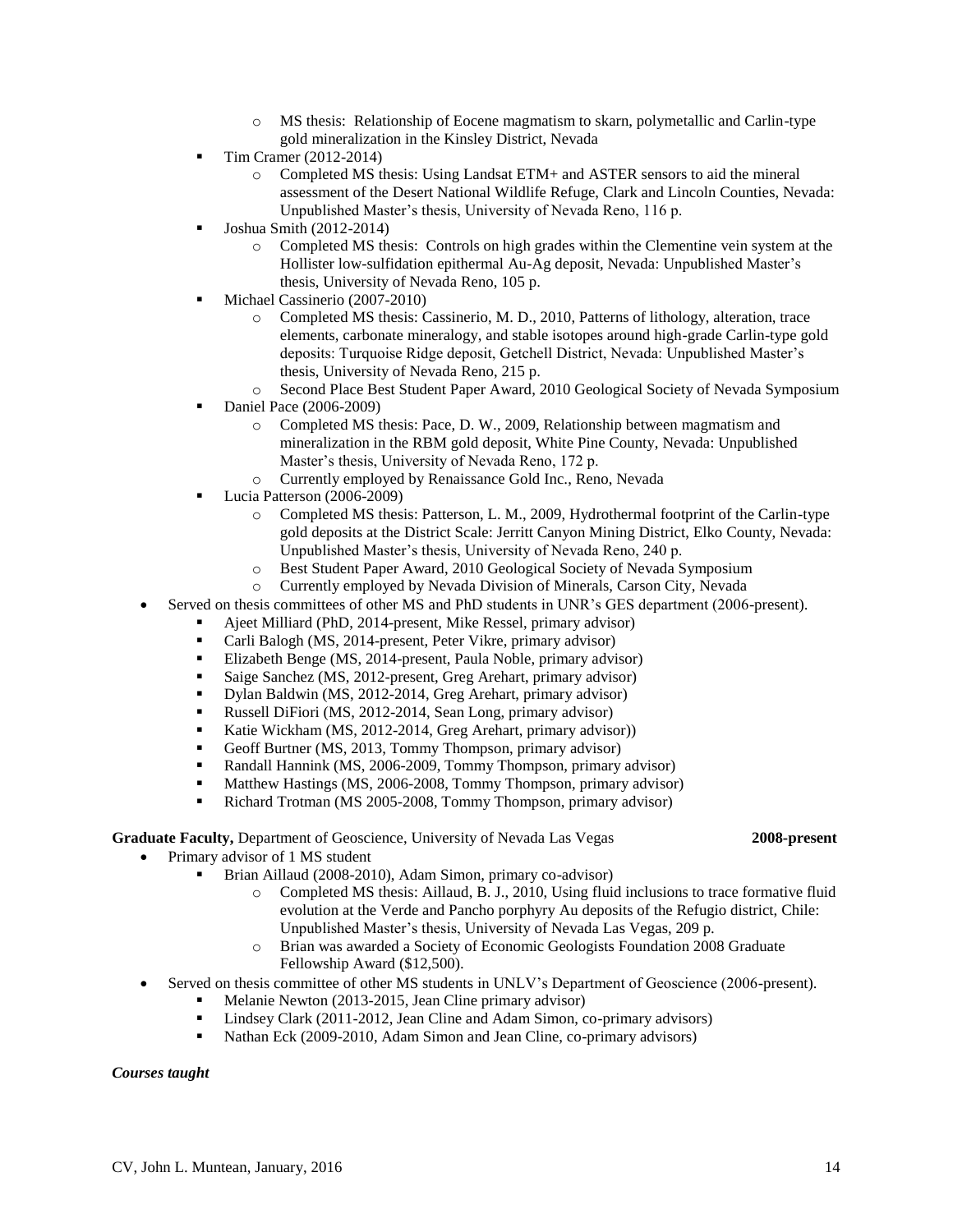- MS thesis: Relationship of Eocene magmatism to skarn, polymetallic and Carlin-type gold mineralization in the Kinsley District, Nevada
    - Tim Cramer (2012-2014)
        - Completed MS thesis: Using Landsat ETM+ and ASTER sensors to aid the mineral assessment of the Desert National Wildlife Refuge, Clark and Lincoln Counties, Nevada: Unpublished Master's thesis, University of Nevada Reno, 116 p.
    - Joshua Smith (2012-2014)
        - Completed MS thesis: Controls on high grades within the Clementine vein system at the Hollister low-sulfidation epithermal Au-Ag deposit, Nevada: Unpublished Master's thesis, University of Nevada Reno, 105 p.
    - Michael Cassinerio (2007-2010)
        - Completed MS thesis: Cassinerio, M. D., 2010, Patterns of lithology, alteration, trace elements, carbonate mineralogy, and stable isotopes around high-grade Carlin-type gold deposits: Turquoise Ridge deposit, Getchell District, Nevada: Unpublished Master's thesis, University of Nevada Reno, 215 p.
        - Second Place Best Student Paper Award, 2010 Geological Society of Nevada Symposium
    - Daniel Pace (2006-2009)
        - Completed MS thesis: Pace, D. W., 2009, Relationship between magmatism and mineralization in the RBM gold deposit, White Pine County, Nevada: Unpublished Master's thesis, University of Nevada Reno, 172 p.
        - Currently employed by Renaissance Gold Inc., Reno, Nevada
    - Lucia Patterson (2006-2009)
        - Completed MS thesis: Patterson, L. M., 2009, Hydrothermal footprint of the Carlin-type gold deposits at the District Scale: Jerritt Canyon Mining District, Elko County, Nevada: Unpublished Master's thesis, University of Nevada Reno, 240 p.
        - Best Student Paper Award, 2010 Geological Society of Nevada Symposium
        - Currently employed by Nevada Division of Minerals, Carson City, Nevada
- Served on thesis committees of other MS and PhD students in UNR's GES department (2006-present).
    - Ajeet Milliard (PhD, 2014-present, Mike Ressel, primary advisor)
    - Carli Balogh (MS, 2014-present, Peter Vikre, primary advisor)
    - Elizabeth Benge (MS, 2014-present, Paula Noble, primary advisor)
    - Saige Sanchez (MS, 2012-present, Greg Arehart, primary advisor)
    - Dylan Baldwin (MS, 2012-2014, Greg Arehart, primary advisor)
    - Russell DiFiori (MS, 2012-2014, Sean Long, primary advisor)
    - Katie Wickham (MS, 2012-2014, Greg Arehart, primary advisor))
    - Geoff Burtner (MS, 2013, Tommy Thompson, primary advisor)
    - Randall Hannink (MS, 2006-2009, Tommy Thompson, primary advisor)
    - Matthew Hastings (MS, 2006-2008, Tommy Thompson, primary advisor)
    - Richard Trotman (MS 2005-2008, Tommy Thompson, primary advisor)

**Graduate Faculty,** Department of Geoscience, University of Nevada Las Vegas **2008-present**

- Primary advisor of 1 MS student
    - Brian Aillaud (2008-2010), Adam Simon, primary co-advisor)
        - Completed MS thesis: Aillaud, B. J., 2010, Using fluid inclusions to trace formative fluid evolution at the Verde and Pancho porphyry Au deposits of the Refugio district, Chile: Unpublished Master's thesis, University of Nevada Las Vegas, 209 p.
        - Brian was awarded a Society of Economic Geologists Foundation 2008 Graduate Fellowship Award ($12,500).
- Served on thesis committee of other MS students in UNLV's Department of Geoscience (2006-present).
    - Melanie Newton (2013-2015, Jean Cline primary advisor)
    - Lindsey Clark (2011-2012, Jean Cline and Adam Simon, co-primary advisors)
    - Nathan Eck (2009-2010, Adam Simon and Jean Cline, co-primary advisors)

***Courses taught***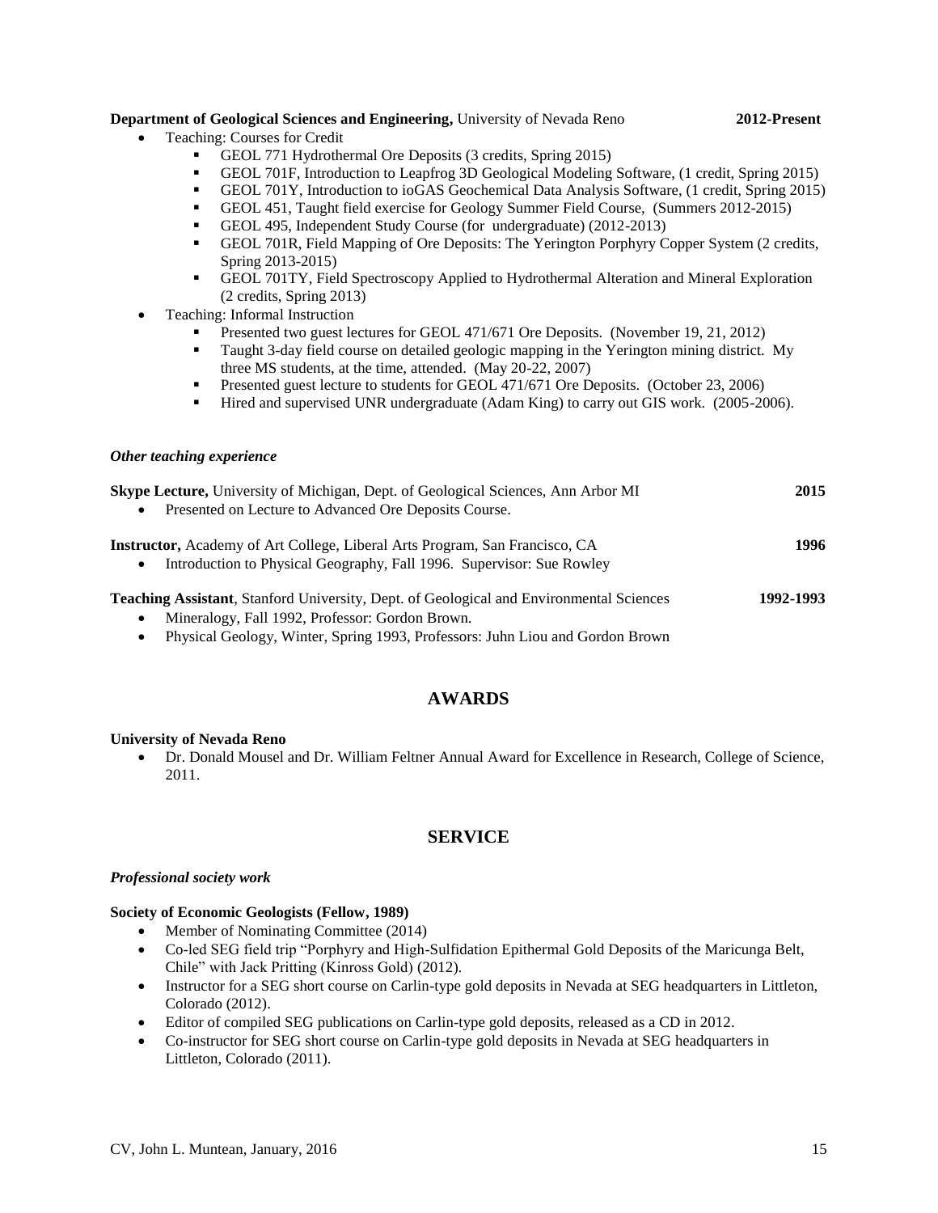**Department of Geological Sciences and Engineering,** University of Nevada Reno **2012-Present**

- Teaching: Courses for Credit
  - GEOL 771 Hydrothermal Ore Deposits (3 credits, Spring 2015)
  - GEOL 701F, Introduction to Leapfrog 3D Geological Modeling Software, (1 credit, Spring 2015)
  - GEOL 701Y, Introduction to ioGAS Geochemical Data Analysis Software, (1 credit, Spring 2015)
  - GEOL 451, Taught field exercise for Geology Summer Field Course, (Summers 2012-2015)
  - GEOL 495, Independent Study Course (for undergraduate) (2012-2013)
  - GEOL 701R, Field Mapping of Ore Deposits: The Yerington Porphyry Copper System (2 credits, Spring 2013-2015)
  - GEOL 701TY, Field Spectroscopy Applied to Hydrothermal Alteration and Mineral Exploration (2 credits, Spring 2013)
- Teaching: Informal Instruction
  - Presented two guest lectures for GEOL 471/671 Ore Deposits. (November 19, 21, 2012)
  - Taught 3-day field course on detailed geologic mapping in the Yerington mining district. My three MS students, at the time, attended. (May 20-22, 2007)
  - Presented guest lecture to students for GEOL 471/671 Ore Deposits. (October 23, 2006)
  - Hired and supervised UNR undergraduate (Adam King) to carry out GIS work. (2005-2006).

### *Other teaching experience*

**Skype Lecture,** University of Michigan, Dept. of Geological Sciences, Ann Arbor MI **2015**

- Presented on Lecture to Advanced Ore Deposits Course.

**Instructor,** Academy of Art College, Liberal Arts Program, San Francisco, CA **1996**

- Introduction to Physical Geography, Fall 1996. Supervisor: Sue Rowley

**Teaching Assistant**, Stanford University, Dept. of Geological and Environmental Sciences **1992-1993**

- Mineralogy, Fall 1992, Professor: Gordon Brown.
- Physical Geology, Winter, Spring 1993, Professors: Juhn Liou and Gordon Brown

## AWARDS

**University of Nevada Reno**

- Dr. Donald Mousel and Dr. William Feltner Annual Award for Excellence in Research, College of Science, 2011.

## SERVICE

### *Professional society work*

**Society of Economic Geologists (Fellow, 1989)**

- Member of Nominating Committee (2014)
- Co-led SEG field trip "Porphyry and High-Sulfidation Epithermal Gold Deposits of the Maricunga Belt, Chile" with Jack Pritting (Kinross Gold) (2012).
- Instructor for a SEG short course on Carlin-type gold deposits in Nevada at SEG headquarters in Littleton, Colorado (2012).
- Editor of compiled SEG publications on Carlin-type gold deposits, released as a CD in 2012.
- Co-instructor for SEG short course on Carlin-type gold deposits in Nevada at SEG headquarters in Littleton, Colorado (2011).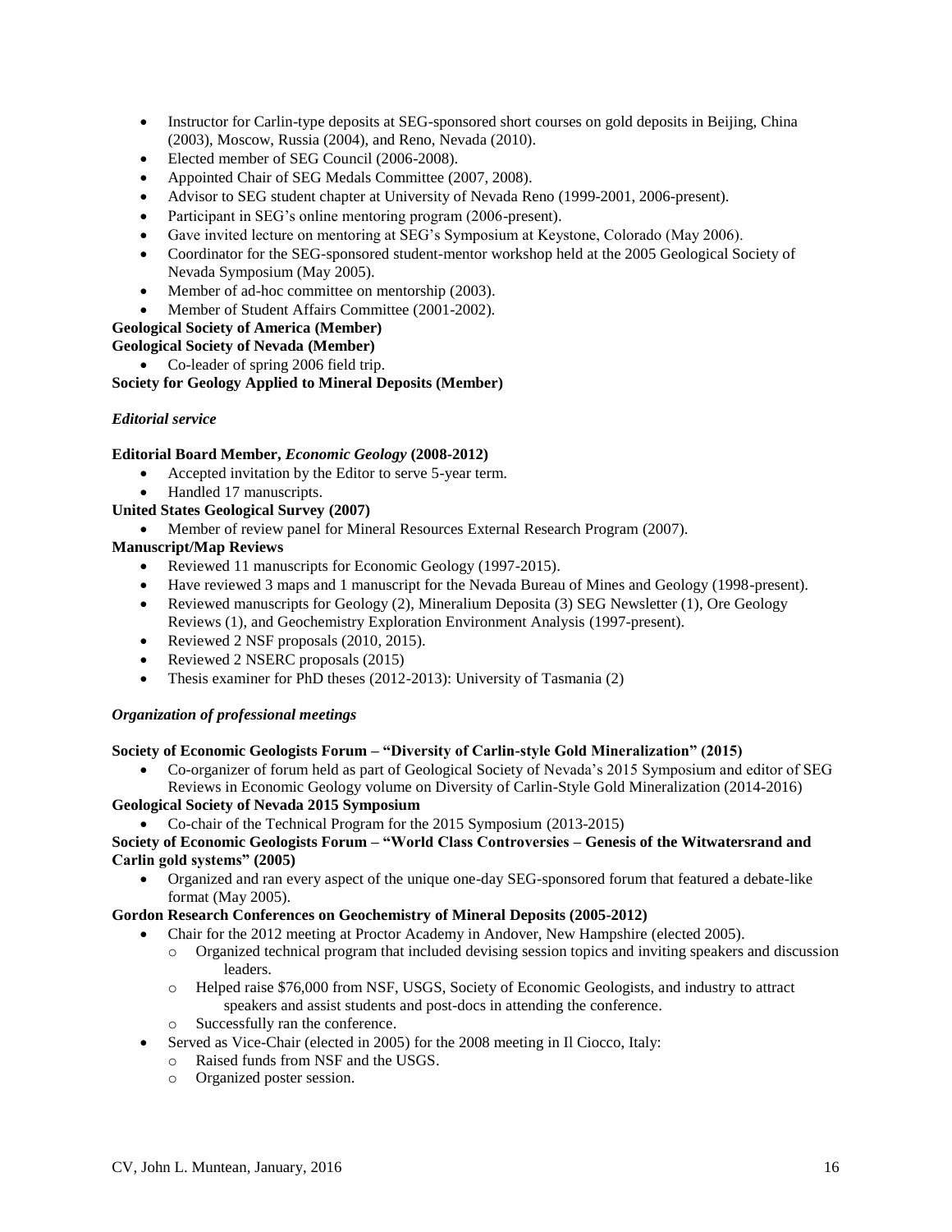- Instructor for Carlin-type deposits at SEG-sponsored short courses on gold deposits in Beijing, China (2003), Moscow, Russia (2004), and Reno, Nevada (2010).
- Elected member of SEG Council (2006-2008).
- Appointed Chair of SEG Medals Committee (2007, 2008).
- Advisor to SEG student chapter at University of Nevada Reno (1999-2001, 2006-present).
- Participant in SEG's online mentoring program (2006-present).
- Gave invited lecture on mentoring at SEG's Symposium at Keystone, Colorado (May 2006).
- Coordinator for the SEG-sponsored student-mentor workshop held at the 2005 Geological Society of Nevada Symposium (May 2005).
- Member of ad-hoc committee on mentorship (2003).
- Member of Student Affairs Committee (2001-2002).

**Geological Society of America (Member)**

**Geological Society of Nevada (Member)**

- Co-leader of spring 2006 field trip.

**Society for Geology Applied to Mineral Deposits (Member)**

*Editorial service*

**Editorial Board Member, *Economic Geology* (2008-2012)**

- Accepted invitation by the Editor to serve 5-year term.
- Handled 17 manuscripts.

**United States Geological Survey (2007)**

- Member of review panel for Mineral Resources External Research Program (2007).

**Manuscript/Map Reviews**

- Reviewed 11 manuscripts for Economic Geology (1997-2015).
- Have reviewed 3 maps and 1 manuscript for the Nevada Bureau of Mines and Geology (1998-present).
- Reviewed manuscripts for Geology (2), Mineralium Deposita (3) SEG Newsletter (1), Ore Geology Reviews (1), and Geochemistry Exploration Environment Analysis (1997-present).
- Reviewed 2 NSF proposals (2010, 2015).
- Reviewed 2 NSERC proposals (2015)
- Thesis examiner for PhD theses (2012-2013): University of Tasmania (2)

*Organization of professional meetings*

**Society of Economic Geologists Forum – "Diversity of Carlin-style Gold Mineralization" (2015)**

- Co-organizer of forum held as part of Geological Society of Nevada's 2015 Symposium and editor of SEG Reviews in Economic Geology volume on Diversity of Carlin-Style Gold Mineralization (2014-2016)

**Geological Society of Nevada 2015 Symposium**

- Co-chair of the Technical Program for the 2015 Symposium (2013-2015)

**Society of Economic Geologists Forum – "World Class Controversies – Genesis of the Witwatersrand and Carlin gold systems" (2005)**

- Organized and ran every aspect of the unique one-day SEG-sponsored forum that featured a debate-like format (May 2005).

**Gordon Research Conferences on Geochemistry of Mineral Deposits (2005-2012)**

- Chair for the 2012 meeting at Proctor Academy in Andover, New Hampshire (elected 2005).
  - Organized technical program that included devising session topics and inviting speakers and discussion leaders.
  - Helped raise $76,000 from NSF, USGS, Society of Economic Geologists, and industry to attract speakers and assist students and post-docs in attending the conference.
  - Successfully ran the conference.
- Served as Vice-Chair (elected in 2005) for the 2008 meeting in Il Ciocco, Italy:
  - Raised funds from NSF and the USGS.
  - Organized poster session.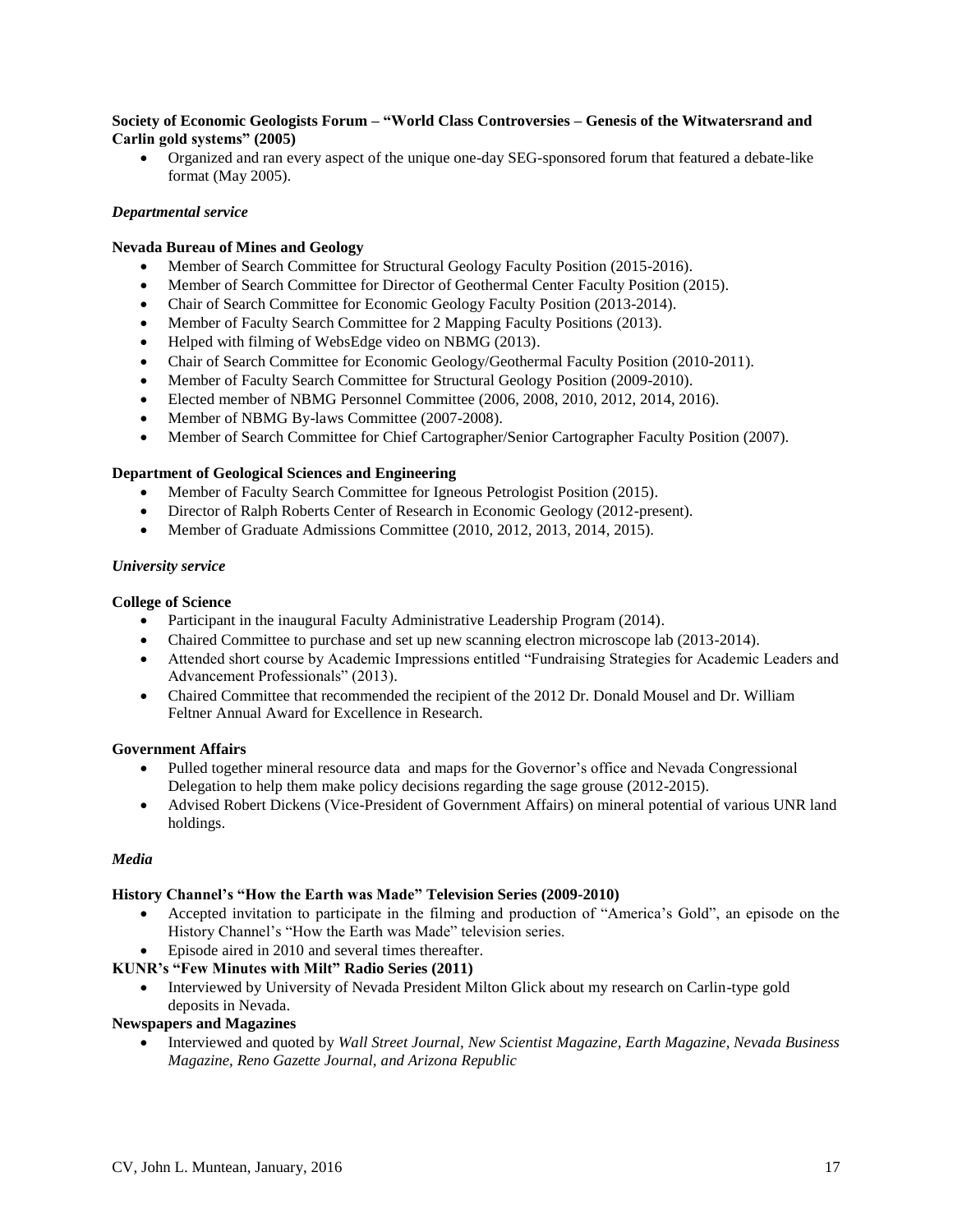**Society of Economic Geologists Forum – "World Class Controversies – Genesis of the Witwatersrand and Carlin gold systems" (2005)**

- Organized and ran every aspect of the unique one-day SEG-sponsored forum that featured a debate-like format (May 2005).

*Departmental service*

**Nevada Bureau of Mines and Geology**

- Member of Search Committee for Structural Geology Faculty Position (2015-2016).
- Member of Search Committee for Director of Geothermal Center Faculty Position (2015).
- Chair of Search Committee for Economic Geology Faculty Position (2013-2014).
- Member of Faculty Search Committee for 2 Mapping Faculty Positions (2013).
- Helped with filming of WebsEdge video on NBMG (2013).
- Chair of Search Committee for Economic Geology/Geothermal Faculty Position (2010-2011).
- Member of Faculty Search Committee for Structural Geology Position (2009-2010).
- Elected member of NBMG Personnel Committee (2006, 2008, 2010, 2012, 2014, 2016).
- Member of NBMG By-laws Committee (2007-2008).
- Member of Search Committee for Chief Cartographer/Senior Cartographer Faculty Position (2007).

**Department of Geological Sciences and Engineering**

- Member of Faculty Search Committee for Igneous Petrologist Position (2015).
- Director of Ralph Roberts Center of Research in Economic Geology (2012-present).
- Member of Graduate Admissions Committee (2010, 2012, 2013, 2014, 2015).

*University service*

**College of Science**

- Participant in the inaugural Faculty Administrative Leadership Program (2014).
- Chaired Committee to purchase and set up new scanning electron microscope lab (2013-2014).
- Attended short course by Academic Impressions entitled "Fundraising Strategies for Academic Leaders and Advancement Professionals" (2013).
- Chaired Committee that recommended the recipient of the 2012 Dr. Donald Mousel and Dr. William Feltner Annual Award for Excellence in Research.

**Government Affairs**

- Pulled together mineral resource data and maps for the Governor's office and Nevada Congressional Delegation to help them make policy decisions regarding the sage grouse (2012-2015).
- Advised Robert Dickens (Vice-President of Government Affairs) on mineral potential of various UNR land holdings.

*Media*

**History Channel's "How the Earth was Made" Television Series (2009-2010)**

- Accepted invitation to participate in the filming and production of "America's Gold", an episode on the History Channel's "How the Earth was Made" television series.
- Episode aired in 2010 and several times thereafter.

**KUNR's "Few Minutes with Milt" Radio Series (2011)**

- Interviewed by University of Nevada President Milton Glick about my research on Carlin-type gold deposits in Nevada.

**Newspapers and Magazines**

- Interviewed and quoted by *Wall Street Journal, New Scientist Magazine, Earth Magazine, Nevada Business Magazine, Reno Gazette Journal, and Arizona Republic*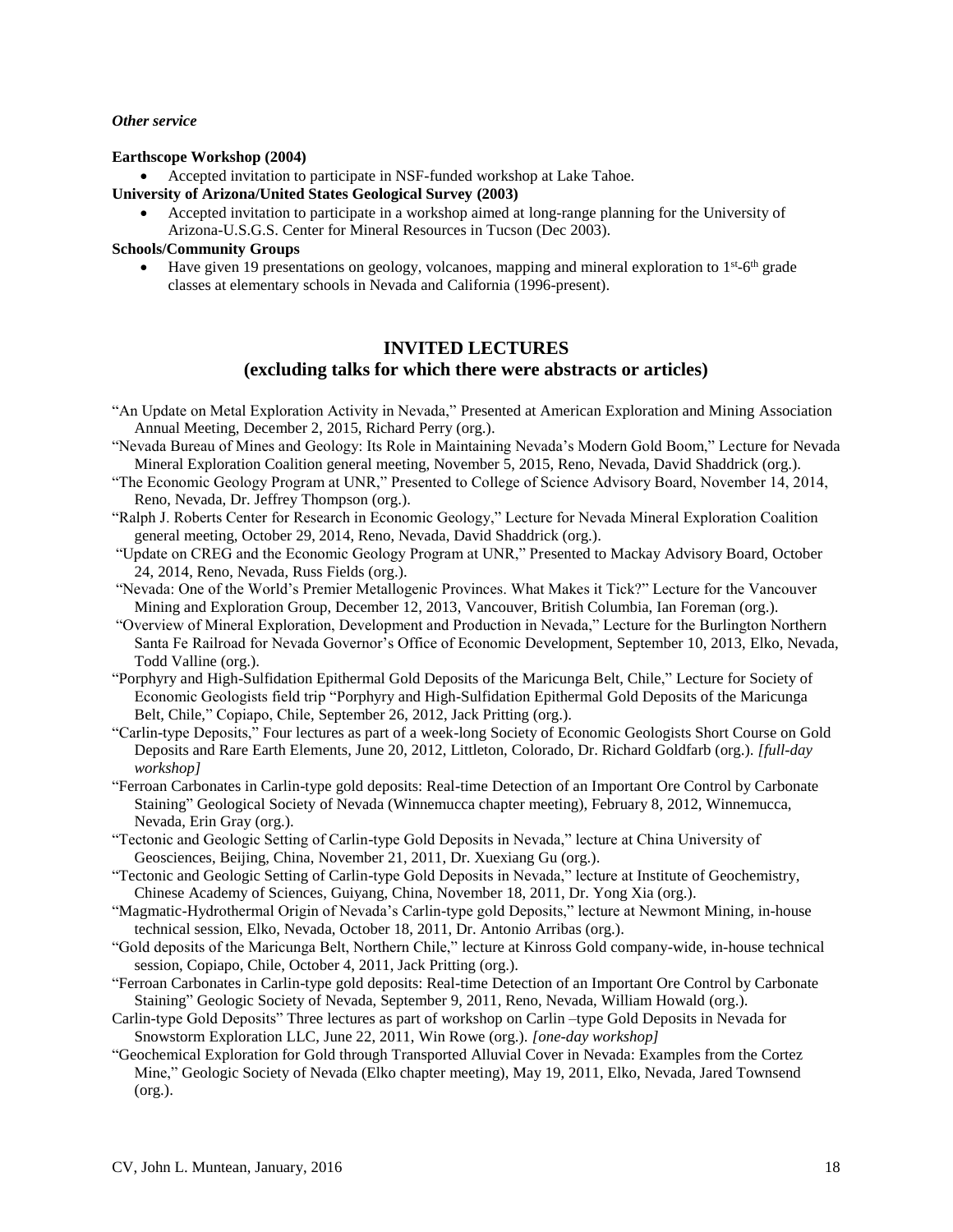***Other service***

**Earthscope Workshop (2004)**

- Accepted invitation to participate in NSF-funded workshop at Lake Tahoe.

**University of Arizona/United States Geological Survey (2003)**

- Accepted invitation to participate in a workshop aimed at long-range planning for the University of Arizona-U.S.G.S. Center for Mineral Resources in Tucson (Dec 2003).

**Schools/Community Groups**

- Have given 19 presentations on geology, volcanoes, mapping and mineral exploration to 1st-6th grade classes at elementary schools in Nevada and California (1996-present).

## INVITED LECTURES
## (excluding talks for which there were abstracts or articles)

"An Update on Metal Exploration Activity in Nevada," Presented at American Exploration and Mining Association Annual Meeting, December 2, 2015, Richard Perry (org.).

"Nevada Bureau of Mines and Geology: Its Role in Maintaining Nevada's Modern Gold Boom," Lecture for Nevada Mineral Exploration Coalition general meeting, November 5, 2015, Reno, Nevada, David Shaddrick (org.).

"The Economic Geology Program at UNR," Presented to College of Science Advisory Board, November 14, 2014, Reno, Nevada, Dr. Jeffrey Thompson (org.).

"Ralph J. Roberts Center for Research in Economic Geology," Lecture for Nevada Mineral Exploration Coalition general meeting, October 29, 2014, Reno, Nevada, David Shaddrick (org.).

"Update on CREG and the Economic Geology Program at UNR," Presented to Mackay Advisory Board, October 24, 2014, Reno, Nevada, Russ Fields (org.).

"Nevada: One of the World's Premier Metallogenic Provinces. What Makes it Tick?" Lecture for the Vancouver Mining and Exploration Group, December 12, 2013, Vancouver, British Columbia, Ian Foreman (org.).

"Overview of Mineral Exploration, Development and Production in Nevada," Lecture for the Burlington Northern Santa Fe Railroad for Nevada Governor's Office of Economic Development, September 10, 2013, Elko, Nevada, Todd Valline (org.).

"Porphyry and High-Sulfidation Epithermal Gold Deposits of the Maricunga Belt, Chile," Lecture for Society of Economic Geologists field trip "Porphyry and High-Sulfidation Epithermal Gold Deposits of the Maricunga Belt, Chile," Copiapo, Chile, September 26, 2012, Jack Pritting (org.).

"Carlin-type Deposits," Four lectures as part of a week-long Society of Economic Geologists Short Course on Gold Deposits and Rare Earth Elements, June 20, 2012, Littleton, Colorado, Dr. Richard Goldfarb (org.). *[full-day workshop]*

"Ferroan Carbonates in Carlin-type gold deposits: Real-time Detection of an Important Ore Control by Carbonate Staining" Geological Society of Nevada (Winnemucca chapter meeting), February 8, 2012, Winnemucca, Nevada, Erin Gray (org.).

"Tectonic and Geologic Setting of Carlin-type Gold Deposits in Nevada," lecture at China University of Geosciences, Beijing, China, November 21, 2011, Dr. Xuexiang Gu (org.).

"Tectonic and Geologic Setting of Carlin-type Gold Deposits in Nevada," lecture at Institute of Geochemistry, Chinese Academy of Sciences, Guiyang, China, November 18, 2011, Dr. Yong Xia (org.).

"Magmatic-Hydrothermal Origin of Nevada's Carlin-type gold Deposits," lecture at Newmont Mining, in-house technical session, Elko, Nevada, October 18, 2011, Dr. Antonio Arribas (org.).

"Gold deposits of the Maricunga Belt, Northern Chile," lecture at Kinross Gold company-wide, in-house technical session, Copiapo, Chile, October 4, 2011, Jack Pritting (org.).

"Ferroan Carbonates in Carlin-type gold deposits: Real-time Detection of an Important Ore Control by Carbonate Staining" Geologic Society of Nevada, September 9, 2011, Reno, Nevada, William Howald (org.).

Carlin-type Gold Deposits" Three lectures as part of workshop on Carlin –type Gold Deposits in Nevada for Snowstorm Exploration LLC, June 22, 2011, Win Rowe (org.). *[one-day workshop]*

"Geochemical Exploration for Gold through Transported Alluvial Cover in Nevada: Examples from the Cortez Mine," Geologic Society of Nevada (Elko chapter meeting), May 19, 2011, Elko, Nevada, Jared Townsend (org.).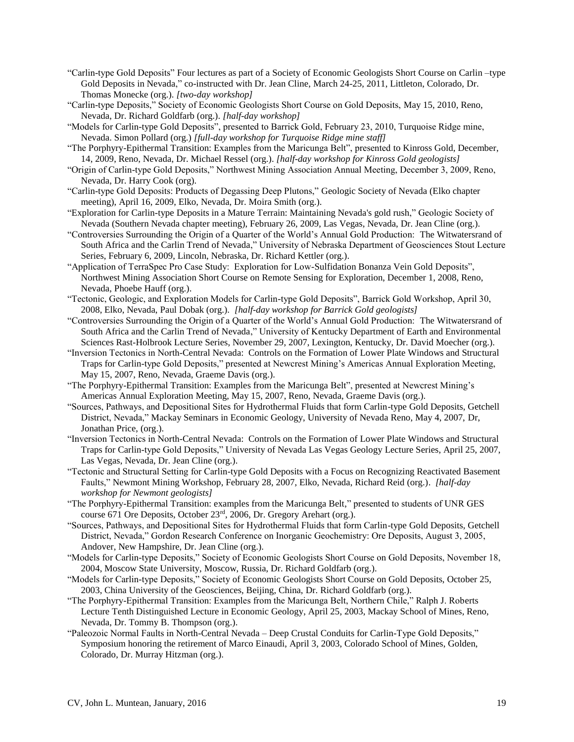"Carlin-type Gold Deposits" Four lectures as part of a Society of Economic Geologists Short Course on Carlin –type Gold Deposits in Nevada," co-instructed with Dr. Jean Cline, March 24-25, 2011, Littleton, Colorado, Dr. Thomas Monecke (org.). *[two-day workshop]*

"Carlin-type Deposits," Society of Economic Geologists Short Course on Gold Deposits, May 15, 2010, Reno, Nevada, Dr. Richard Goldfarb (org.). *[half-day workshop]*

"Models for Carlin-type Gold Deposits", presented to Barrick Gold, February 23, 2010, Turquoise Ridge mine, Nevada. Simon Pollard (org.) *[full-day workshop for Turquoise Ridge mine staff]*

"The Porphyry-Epithermal Transition: Examples from the Maricunga Belt", presented to Kinross Gold, December, 14, 2009, Reno, Nevada, Dr. Michael Ressel (org.). *[half-day workshop for Kinross Gold geologists]*

"Origin of Carlin-type Gold Deposits," Northwest Mining Association Annual Meeting, December 3, 2009, Reno, Nevada, Dr. Harry Cook (org).

"Carlin-type Gold Deposits: Products of Degassing Deep Plutons," Geologic Society of Nevada (Elko chapter meeting), April 16, 2009, Elko, Nevada, Dr. Moira Smith (org.).

"Exploration for Carlin-type Deposits in a Mature Terrain: Maintaining Nevada's gold rush," Geologic Society of Nevada (Southern Nevada chapter meeting), February 26, 2009, Las Vegas, Nevada, Dr. Jean Cline (org.).

"Controversies Surrounding the Origin of a Quarter of the World's Annual Gold Production: The Witwatersrand of South Africa and the Carlin Trend of Nevada," University of Nebraska Department of Geosciences Stout Lecture Series, February 6, 2009, Lincoln, Nebraska, Dr. Richard Kettler (org.).

"Application of TerraSpec Pro Case Study: Exploration for Low-Sulfidation Bonanza Vein Gold Deposits", Northwest Mining Association Short Course on Remote Sensing for Exploration, December 1, 2008, Reno, Nevada, Phoebe Hauff (org.).

"Tectonic, Geologic, and Exploration Models for Carlin-type Gold Deposits", Barrick Gold Workshop, April 30, 2008, Elko, Nevada, Paul Dobak (org.). *[half-day workshop for Barrick Gold geologists]*

"Controversies Surrounding the Origin of a Quarter of the World's Annual Gold Production: The Witwatersrand of South Africa and the Carlin Trend of Nevada," University of Kentucky Department of Earth and Environmental Sciences Rast-Holbrook Lecture Series, November 29, 2007, Lexington, Kentucky, Dr. David Moecher (org.).

"Inversion Tectonics in North-Central Nevada: Controls on the Formation of Lower Plate Windows and Structural Traps for Carlin-type Gold Deposits," presented at Newcrest Mining's Americas Annual Exploration Meeting, May 15, 2007, Reno, Nevada, Graeme Davis (org.).

"The Porphyry-Epithermal Transition: Examples from the Maricunga Belt", presented at Newcrest Mining's Americas Annual Exploration Meeting, May 15, 2007, Reno, Nevada, Graeme Davis (org.).

"Sources, Pathways, and Depositional Sites for Hydrothermal Fluids that form Carlin-type Gold Deposits, Getchell District, Nevada," Mackay Seminars in Economic Geology, University of Nevada Reno, May 4, 2007, Dr, Jonathan Price, (org.).

"Inversion Tectonics in North-Central Nevada: Controls on the Formation of Lower Plate Windows and Structural Traps for Carlin-type Gold Deposits," University of Nevada Las Vegas Geology Lecture Series, April 25, 2007, Las Vegas, Nevada, Dr. Jean Cline (org.).

"Tectonic and Structural Setting for Carlin-type Gold Deposits with a Focus on Recognizing Reactivated Basement Faults," Newmont Mining Workshop, February 28, 2007, Elko, Nevada, Richard Reid (org.). *[half-day workshop for Newmont geologists]*

"The Porphyry-Epithermal Transition: examples from the Maricunga Belt," presented to students of UNR GES course 671 Ore Deposits, October 23rd, 2006, Dr. Gregory Arehart (org.).

"Sources, Pathways, and Depositional Sites for Hydrothermal Fluids that form Carlin-type Gold Deposits, Getchell District, Nevada," Gordon Research Conference on Inorganic Geochemistry: Ore Deposits, August 3, 2005, Andover, New Hampshire, Dr. Jean Cline (org.).

"Models for Carlin-type Deposits," Society of Economic Geologists Short Course on Gold Deposits, November 18, 2004, Moscow State University, Moscow, Russia, Dr. Richard Goldfarb (org.).

"Models for Carlin-type Deposits," Society of Economic Geologists Short Course on Gold Deposits, October 25, 2003, China University of the Geosciences, Beijing, China, Dr. Richard Goldfarb (org.).

"The Porphyry-Epithermal Transition: Examples from the Maricunga Belt, Northern Chile," Ralph J. Roberts Lecture Tenth Distinguished Lecture in Economic Geology, April 25, 2003, Mackay School of Mines, Reno, Nevada, Dr. Tommy B. Thompson (org.).

"Paleozoic Normal Faults in North-Central Nevada – Deep Crustal Conduits for Carlin-Type Gold Deposits," Symposium honoring the retirement of Marco Einaudi, April 3, 2003, Colorado School of Mines, Golden, Colorado, Dr. Murray Hitzman (org.).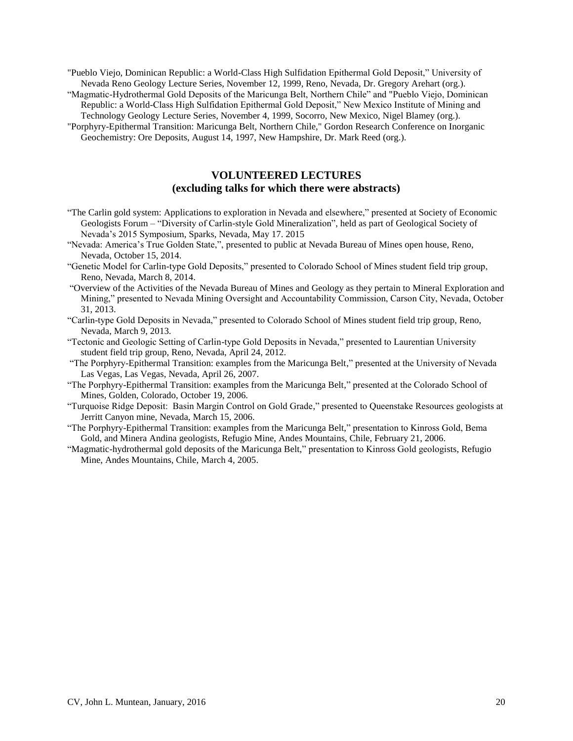"Pueblo Viejo, Dominican Republic: a World-Class High Sulfidation Epithermal Gold Deposit," University of Nevada Reno Geology Lecture Series, November 12, 1999, Reno, Nevada, Dr. Gregory Arehart (org.).

"Magmatic-Hydrothermal Gold Deposits of the Maricunga Belt, Northern Chile" and "Pueblo Viejo, Dominican Republic: a World-Class High Sulfidation Epithermal Gold Deposit," New Mexico Institute of Mining and Technology Geology Lecture Series, November 4, 1999, Socorro, New Mexico, Nigel Blamey (org.).

"Porphyry-Epithermal Transition: Maricunga Belt, Northern Chile," Gordon Research Conference on Inorganic Geochemistry: Ore Deposits, August 14, 1997, New Hampshire, Dr. Mark Reed (org.).

## VOLUNTEERED LECTURES
## (excluding talks for which there were abstracts)

"The Carlin gold system: Applications to exploration in Nevada and elsewhere," presented at Society of Economic Geologists Forum – "Diversity of Carlin-style Gold Mineralization", held as part of Geological Society of Nevada's 2015 Symposium, Sparks, Nevada, May 17. 2015

"Nevada: America's True Golden State,", presented to public at Nevada Bureau of Mines open house, Reno, Nevada, October 15, 2014.

"Genetic Model for Carlin-type Gold Deposits," presented to Colorado School of Mines student field trip group, Reno, Nevada, March 8, 2014.

"Overview of the Activities of the Nevada Bureau of Mines and Geology as they pertain to Mineral Exploration and Mining," presented to Nevada Mining Oversight and Accountability Commission, Carson City, Nevada, October 31, 2013.

"Carlin-type Gold Deposits in Nevada," presented to Colorado School of Mines student field trip group, Reno, Nevada, March 9, 2013.

"Tectonic and Geologic Setting of Carlin-type Gold Deposits in Nevada," presented to Laurentian University student field trip group, Reno, Nevada, April 24, 2012.

"The Porphyry-Epithermal Transition: examples from the Maricunga Belt," presented at the University of Nevada Las Vegas, Las Vegas, Nevada, April 26, 2007.

"The Porphyry-Epithermal Transition: examples from the Maricunga Belt," presented at the Colorado School of Mines, Golden, Colorado, October 19, 2006.

"Turquoise Ridge Deposit: Basin Margin Control on Gold Grade," presented to Queenstake Resources geologists at Jerritt Canyon mine, Nevada, March 15, 2006.

"The Porphyry-Epithermal Transition: examples from the Maricunga Belt," presentation to Kinross Gold, Bema Gold, and Minera Andina geologists, Refugio Mine, Andes Mountains, Chile, February 21, 2006.

"Magmatic-hydrothermal gold deposits of the Maricunga Belt," presentation to Kinross Gold geologists, Refugio Mine, Andes Mountains, Chile, March 4, 2005.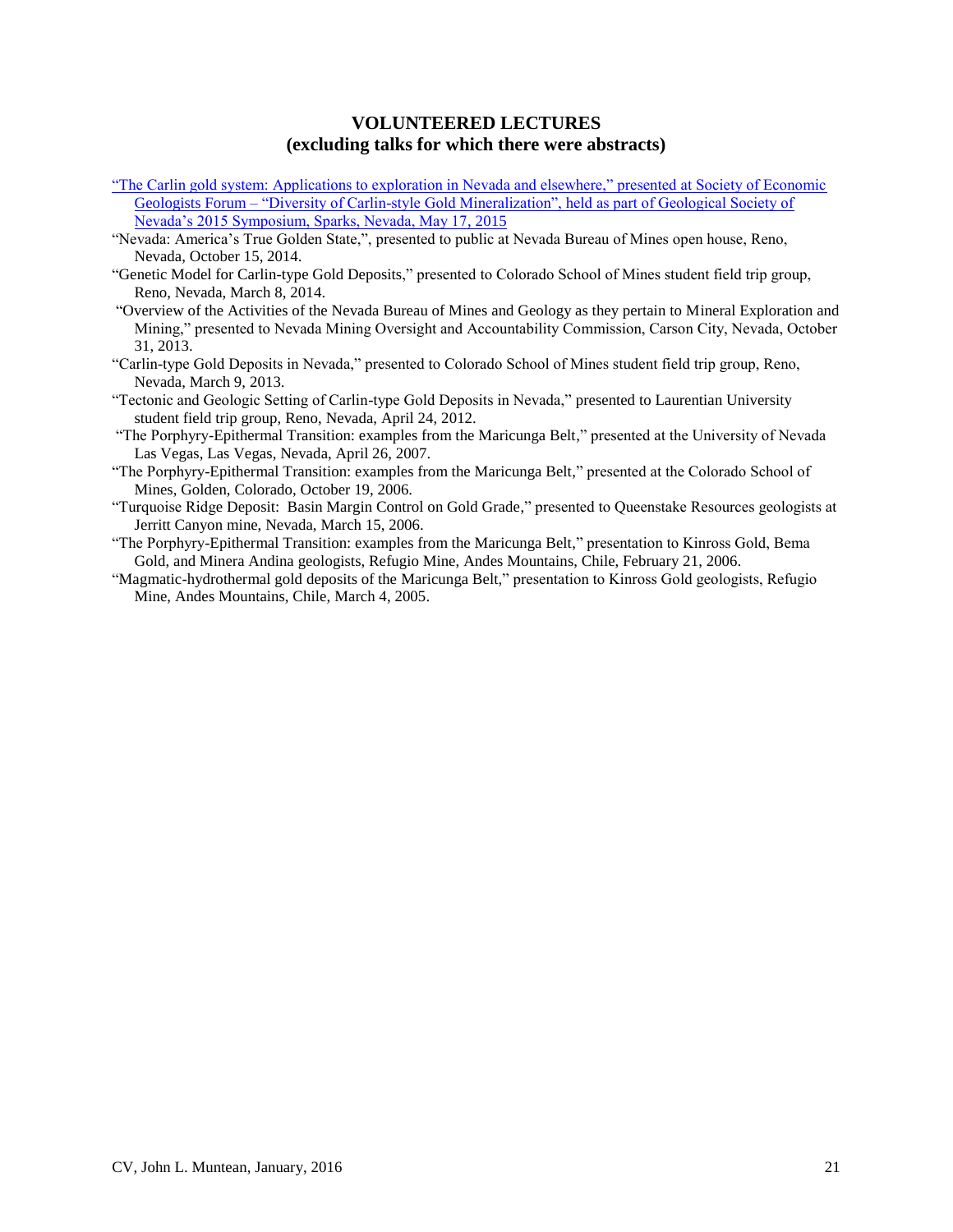## VOLUNTEERED LECTURES
## (excluding talks for which there were abstracts)

"The Carlin gold system: Applications to exploration in Nevada and elsewhere," presented at Society of Economic Geologists Forum – "Diversity of Carlin-style Gold Mineralization", held as part of Geological Society of Nevada's 2015 Symposium, Sparks, Nevada, May 17, 2015

"Nevada: America's True Golden State,", presented to public at Nevada Bureau of Mines open house, Reno, Nevada, October 15, 2014.

"Genetic Model for Carlin-type Gold Deposits," presented to Colorado School of Mines student field trip group, Reno, Nevada, March 8, 2014.

"Overview of the Activities of the Nevada Bureau of Mines and Geology as they pertain to Mineral Exploration and Mining," presented to Nevada Mining Oversight and Accountability Commission, Carson City, Nevada, October 31, 2013.

"Carlin-type Gold Deposits in Nevada," presented to Colorado School of Mines student field trip group, Reno, Nevada, March 9, 2013.

"Tectonic and Geologic Setting of Carlin-type Gold Deposits in Nevada," presented to Laurentian University student field trip group, Reno, Nevada, April 24, 2012.

"The Porphyry-Epithermal Transition: examples from the Maricunga Belt," presented at the University of Nevada Las Vegas, Las Vegas, Nevada, April 26, 2007.

"The Porphyry-Epithermal Transition: examples from the Maricunga Belt," presented at the Colorado School of Mines, Golden, Colorado, October 19, 2006.

"Turquoise Ridge Deposit: Basin Margin Control on Gold Grade," presented to Queenstake Resources geologists at Jerritt Canyon mine, Nevada, March 15, 2006.

"The Porphyry-Epithermal Transition: examples from the Maricunga Belt," presentation to Kinross Gold, Bema Gold, and Minera Andina geologists, Refugio Mine, Andes Mountains, Chile, February 21, 2006.

"Magmatic-hydrothermal gold deposits of the Maricunga Belt," presentation to Kinross Gold geologists, Refugio Mine, Andes Mountains, Chile, March 4, 2005.